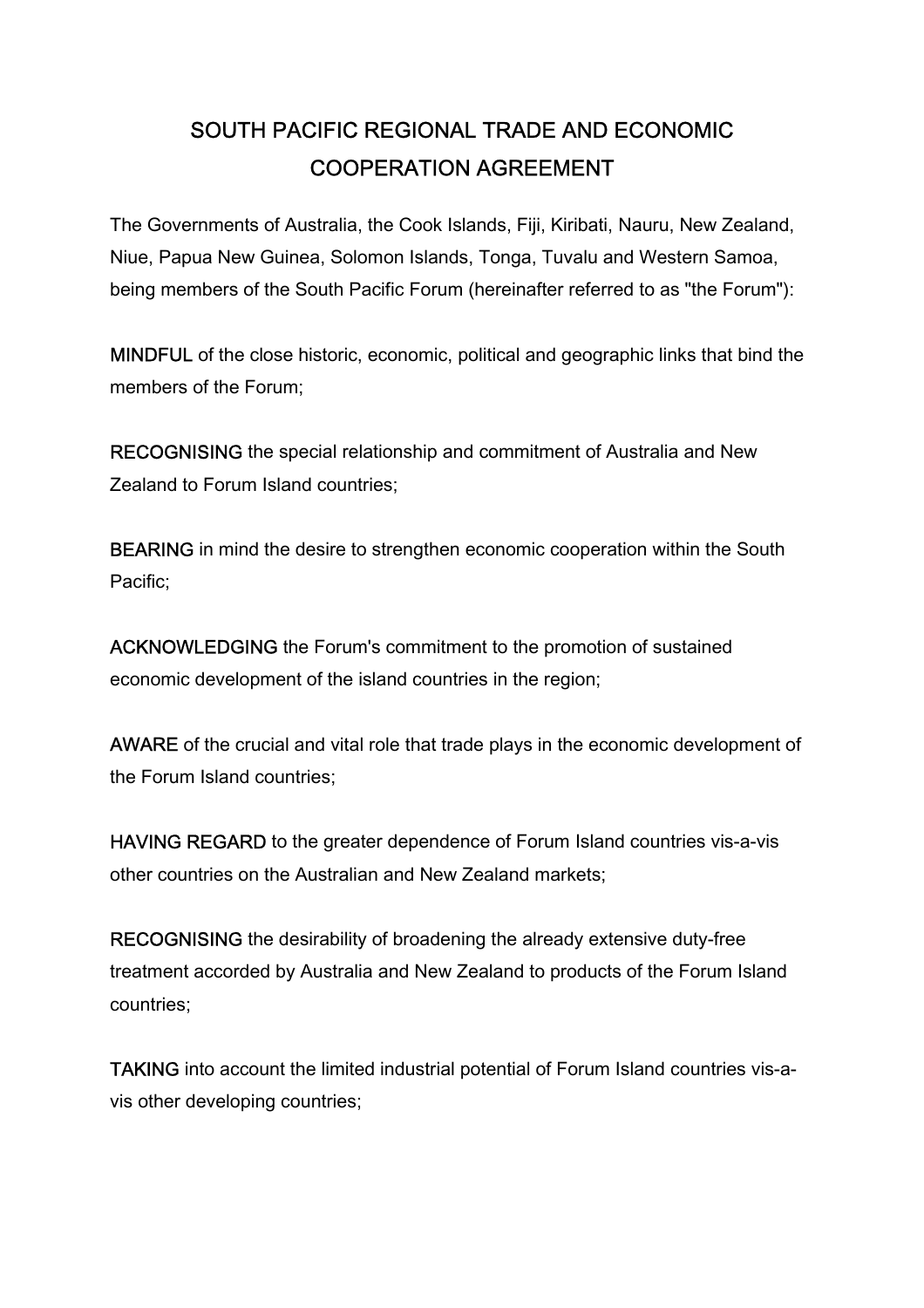# SOUTH PACIFIC REGIONAL TRADE AND ECONOMIC COOPERATION AGREEMENT

The Governments of Australia, the Cook Islands, Fiji, Kiribati, Nauru, New Zealand, Niue, Papua New Guinea, Solomon Islands, Tonga, Tuvalu and Western Samoa, being members of the South Pacific Forum (hereinafter referred to as "the Forum"):

MINDFUL of the close historic, economic, political and geographic links that bind the members of the Forum;

RECOGNISING the special relationship and commitment of Australia and New Zealand to Forum Island countries;

BEARING in mind the desire to strengthen economic cooperation within the South Pacific;

ACKNOWLEDGING the Forum's commitment to the promotion of sustained economic development of the island countries in the region;

AWARE of the crucial and vital role that trade plays in the economic development of the Forum Island countries;

HAVING REGARD to the greater dependence of Forum Island countries vis-a-vis other countries on the Australian and New Zealand markets;

RECOGNISING the desirability of broadening the already extensive duty-free treatment accorded by Australia and New Zealand to products of the Forum Island countries;

TAKING into account the limited industrial potential of Forum Island countries vis-a-vis other developing countries;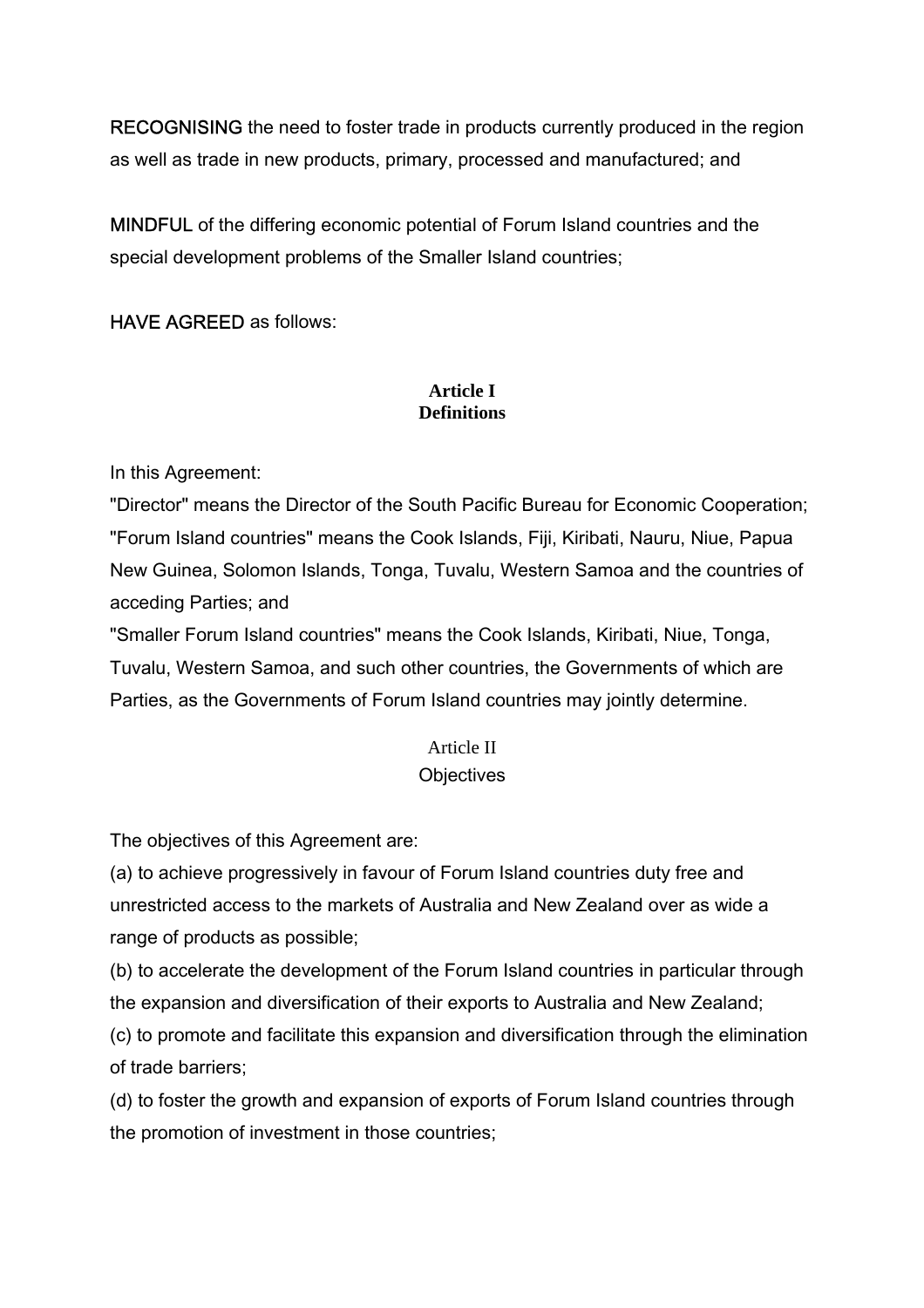**RECOGNISING** the need to foster trade in products currently produced in the region as well as trade in new products, primary, processed and manufactured; and

**MINDFUL** of the differing economic potential of Forum Island countries and the special development problems of the Smaller Island countries;

**HAVE AGREED** as follows:

## Article I
## Definitions

In this Agreement:

"Director" means the Director of the South Pacific Bureau for Economic Cooperation;

"Forum Island countries" means the Cook Islands, Fiji, Kiribati, Nauru, Niue, Papua New Guinea, Solomon Islands, Tonga, Tuvalu, Western Samoa and the countries of acceding Parties; and

"Smaller Forum Island countries" means the Cook Islands, Kiribati, Niue, Tonga, Tuvalu, Western Samoa, and such other countries, the Governments of which are Parties, as the Governments of Forum Island countries may jointly determine.

## Article II
## Objectives

The objectives of this Agreement are:

(a) to achieve progressively in favour of Forum Island countries duty free and unrestricted access to the markets of Australia and New Zealand over as wide a range of products as possible;

(b) to accelerate the development of the Forum Island countries in particular through the expansion and diversification of their exports to Australia and New Zealand;

(c) to promote and facilitate this expansion and diversification through the elimination of trade barriers;

(d) to foster the growth and expansion of exports of Forum Island countries through the promotion of investment in those countries;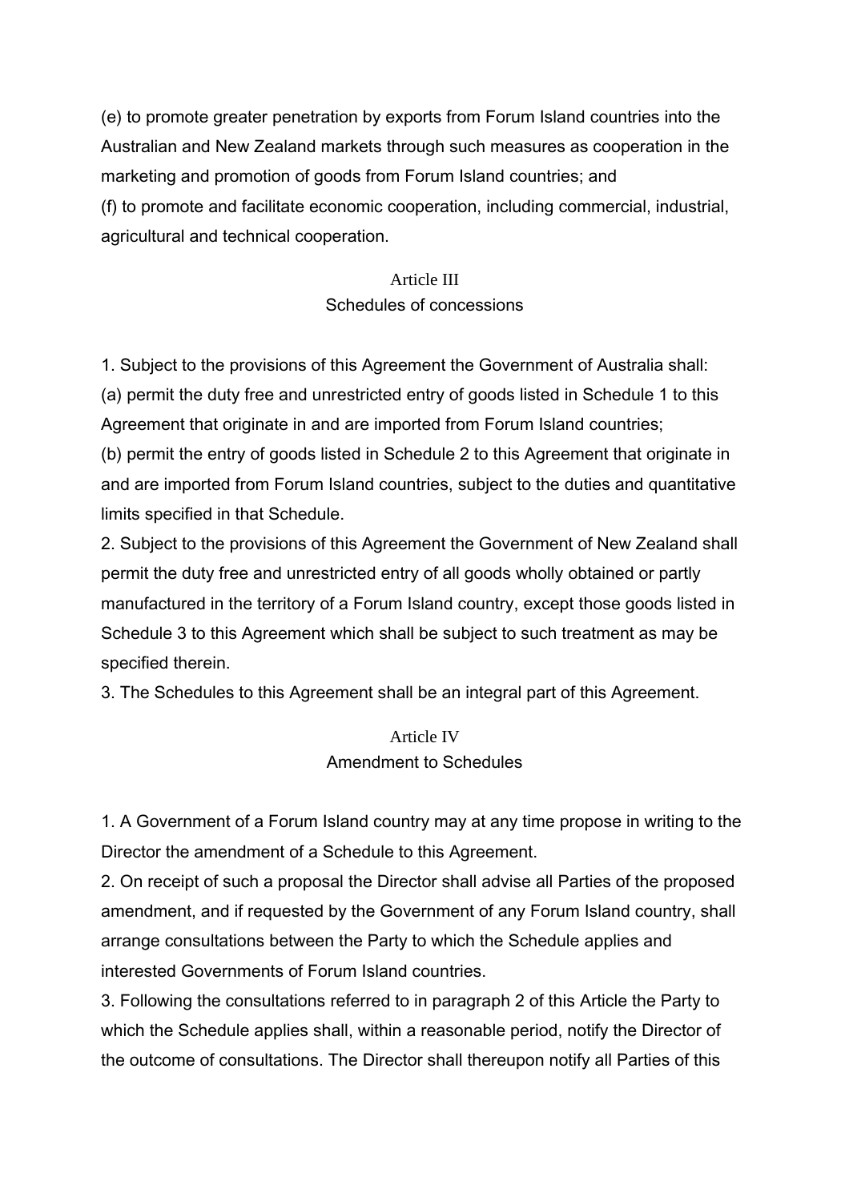(e) to promote greater penetration by exports from Forum Island countries into the Australian and New Zealand markets through such measures as cooperation in the marketing and promotion of goods from Forum Island countries; and

(f) to promote and facilitate economic cooperation, including commercial, industrial, agricultural and technical cooperation.

## Article III
## Schedules of concessions

1. Subject to the provisions of this Agreement the Government of Australia shall:

(a) permit the duty free and unrestricted entry of goods listed in Schedule 1 to this Agreement that originate in and are imported from Forum Island countries;

(b) permit the entry of goods listed in Schedule 2 to this Agreement that originate in and are imported from Forum Island countries, subject to the duties and quantitative limits specified in that Schedule.

2. Subject to the provisions of this Agreement the Government of New Zealand shall permit the duty free and unrestricted entry of all goods wholly obtained or partly manufactured in the territory of a Forum Island country, except those goods listed in Schedule 3 to this Agreement which shall be subject to such treatment as may be specified therein.

3. The Schedules to this Agreement shall be an integral part of this Agreement.

## Article IV
## Amendment to Schedules

1. A Government of a Forum Island country may at any time propose in writing to the Director the amendment of a Schedule to this Agreement.

2. On receipt of such a proposal the Director shall advise all Parties of the proposed amendment, and if requested by the Government of any Forum Island country, shall arrange consultations between the Party to which the Schedule applies and interested Governments of Forum Island countries.

3. Following the consultations referred to in paragraph 2 of this Article the Party to which the Schedule applies shall, within a reasonable period, notify the Director of the outcome of consultations. The Director shall thereupon notify all Parties of this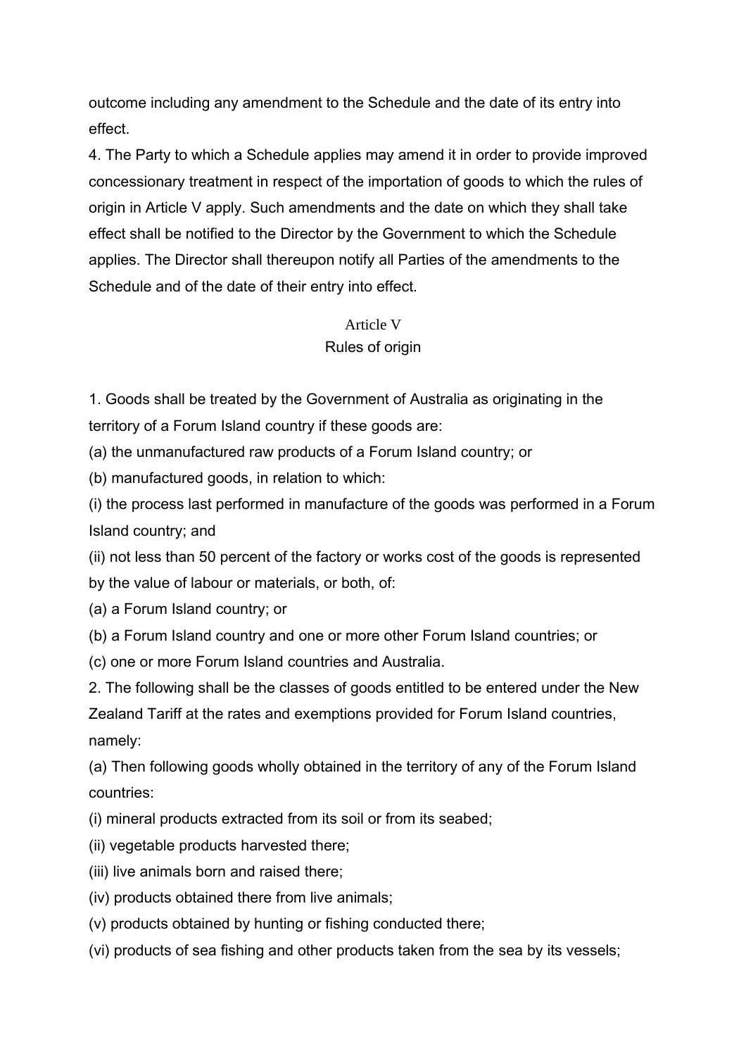outcome including any amendment to the Schedule and the date of its entry into effect.

4. The Party to which a Schedule applies may amend it in order to provide improved concessionary treatment in respect of the importation of goods to which the rules of origin in Article V apply. Such amendments and the date on which they shall take effect shall be notified to the Director by the Government to which the Schedule applies. The Director shall thereupon notify all Parties of the amendments to the Schedule and of the date of their entry into effect.

## Article V
## Rules of origin

1. Goods shall be treated by the Government of Australia as originating in the territory of a Forum Island country if these goods are:

(a) the unmanufactured raw products of a Forum Island country; or

(b) manufactured goods, in relation to which:

(i) the process last performed in manufacture of the goods was performed in a Forum Island country; and

(ii) not less than 50 percent of the factory or works cost of the goods is represented by the value of labour or materials, or both, of:

(a) a Forum Island country; or

(b) a Forum Island country and one or more other Forum Island countries; or

(c) one or more Forum Island countries and Australia.

2. The following shall be the classes of goods entitled to be entered under the New Zealand Tariff at the rates and exemptions provided for Forum Island countries, namely:

(a) Then following goods wholly obtained in the territory of any of the Forum Island countries:

(i) mineral products extracted from its soil or from its seabed;

(ii) vegetable products harvested there;

(iii) live animals born and raised there;

(iv) products obtained there from live animals;

(v) products obtained by hunting or fishing conducted there;

(vi) products of sea fishing and other products taken from the sea by its vessels;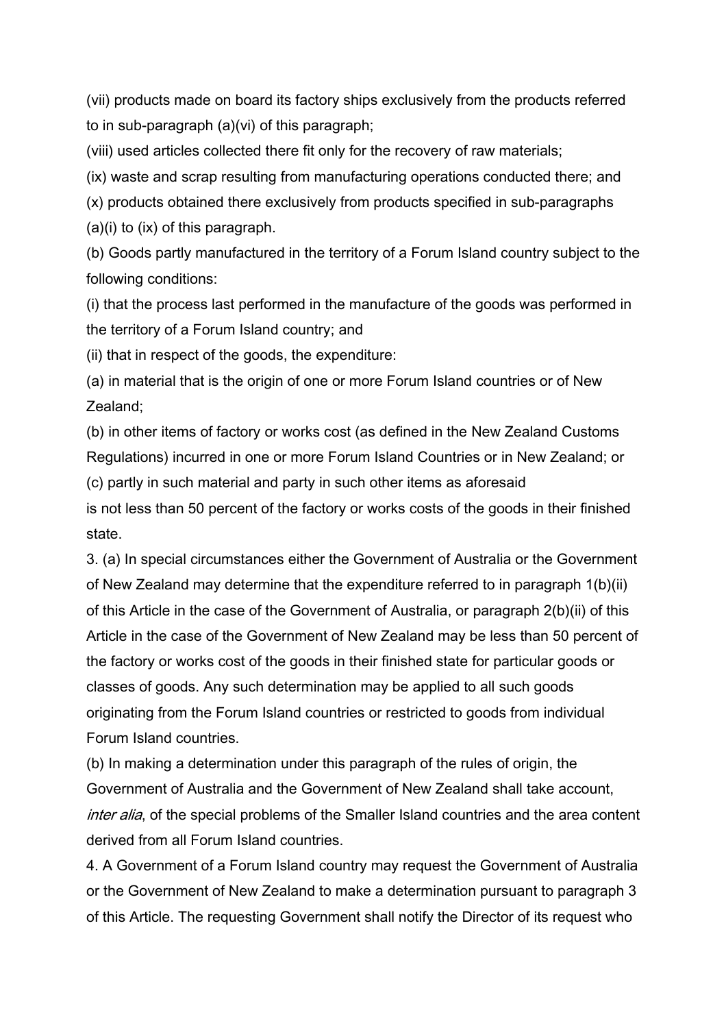(vii) products made on board its factory ships exclusively from the products referred to in sub-paragraph (a)(vi) of this paragraph;

(viii) used articles collected there fit only for the recovery of raw materials;

(ix) waste and scrap resulting from manufacturing operations conducted there; and

(x) products obtained there exclusively from products specified in sub-paragraphs (a)(i) to (ix) of this paragraph.

(b) Goods partly manufactured in the territory of a Forum Island country subject to the following conditions:

(i) that the process last performed in the manufacture of the goods was performed in the territory of a Forum Island country; and

(ii) that in respect of the goods, the expenditure:

(a) in material that is the origin of one or more Forum Island countries or of New Zealand;

(b) in other items of factory or works cost (as defined in the New Zealand Customs Regulations) incurred in one or more Forum Island Countries or in New Zealand; or

(c) partly in such material and party in such other items as aforesaid

is not less than 50 percent of the factory or works costs of the goods in their finished state.

3. (a) In special circumstances either the Government of Australia or the Government of New Zealand may determine that the expenditure referred to in paragraph 1(b)(ii) of this Article in the case of the Government of Australia, or paragraph 2(b)(ii) of this Article in the case of the Government of New Zealand may be less than 50 percent of the factory or works cost of the goods in their finished state for particular goods or classes of goods. Any such determination may be applied to all such goods originating from the Forum Island countries or restricted to goods from individual Forum Island countries.

(b) In making a determination under this paragraph of the rules of origin, the Government of Australia and the Government of New Zealand shall take account, *inter alia*, of the special problems of the Smaller Island countries and the area content derived from all Forum Island countries.

4. A Government of a Forum Island country may request the Government of Australia or the Government of New Zealand to make a determination pursuant to paragraph 3 of this Article. The requesting Government shall notify the Director of its request who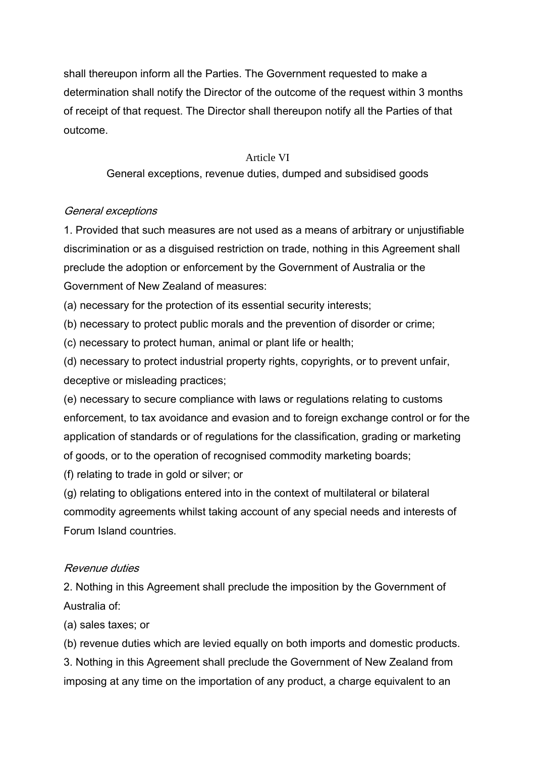shall thereupon inform all the Parties. The Government requested to make a determination shall notify the Director of the outcome of the request within 3 months of receipt of that request. The Director shall thereupon notify all the Parties of that outcome.

## Article VI

### General exceptions, revenue duties, dumped and subsidised goods

*General exceptions*

1. Provided that such measures are not used as a means of arbitrary or unjustifiable discrimination or as a disguised restriction on trade, nothing in this Agreement shall preclude the adoption or enforcement by the Government of Australia or the Government of New Zealand of measures:

(a) necessary for the protection of its essential security interests;

(b) necessary to protect public morals and the prevention of disorder or crime;

(c) necessary to protect human, animal or plant life or health;

(d) necessary to protect industrial property rights, copyrights, or to prevent unfair, deceptive or misleading practices;

(e) necessary to secure compliance with laws or regulations relating to customs enforcement, to tax avoidance and evasion and to foreign exchange control or for the application of standards or of regulations for the classification, grading or marketing of goods, or to the operation of recognised commodity marketing boards;

(f) relating to trade in gold or silver; or

(g) relating to obligations entered into in the context of multilateral or bilateral commodity agreements whilst taking account of any special needs and interests of Forum Island countries.

*Revenue duties*

2. Nothing in this Agreement shall preclude the imposition by the Government of Australia of:

(a) sales taxes; or

(b) revenue duties which are levied equally on both imports and domestic products.

3. Nothing in this Agreement shall preclude the Government of New Zealand from imposing at any time on the importation of any product, a charge equivalent to an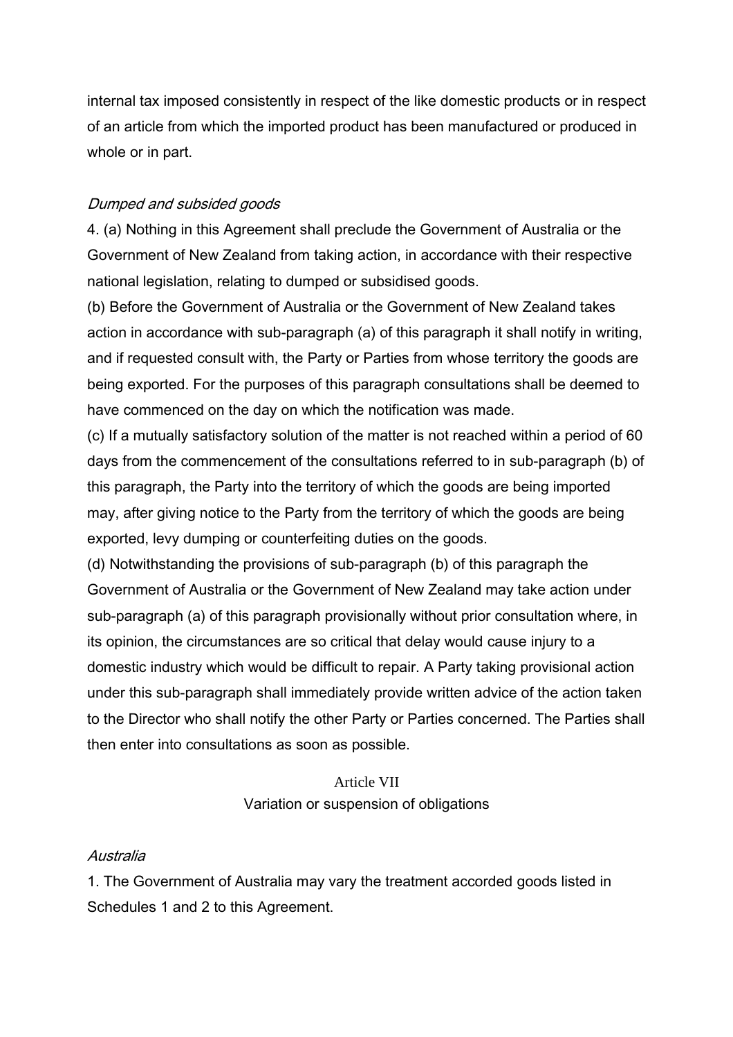internal tax imposed consistently in respect of the like domestic products or in respect of an article from which the imported product has been manufactured or produced in whole or in part.

*Dumped and subsided goods*

4. (a) Nothing in this Agreement shall preclude the Government of Australia or the Government of New Zealand from taking action, in accordance with their respective national legislation, relating to dumped or subsidised goods.

(b) Before the Government of Australia or the Government of New Zealand takes action in accordance with sub-paragraph (a) of this paragraph it shall notify in writing, and if requested consult with, the Party or Parties from whose territory the goods are being exported. For the purposes of this paragraph consultations shall be deemed to have commenced on the day on which the notification was made.

(c) If a mutually satisfactory solution of the matter is not reached within a period of 60 days from the commencement of the consultations referred to in sub-paragraph (b) of this paragraph, the Party into the territory of which the goods are being imported may, after giving notice to the Party from the territory of which the goods are being exported, levy dumping or counterfeiting duties on the goods.

(d) Notwithstanding the provisions of sub-paragraph (b) of this paragraph the Government of Australia or the Government of New Zealand may take action under sub-paragraph (a) of this paragraph provisionally without prior consultation where, in its opinion, the circumstances are so critical that delay would cause injury to a domestic industry which would be difficult to repair. A Party taking provisional action under this sub-paragraph shall immediately provide written advice of the action taken to the Director who shall notify the other Party or Parties concerned. The Parties shall then enter into consultations as soon as possible.

## Article VII
## Variation or suspension of obligations

*Australia*

1. The Government of Australia may vary the treatment accorded goods listed in Schedules 1 and 2 to this Agreement.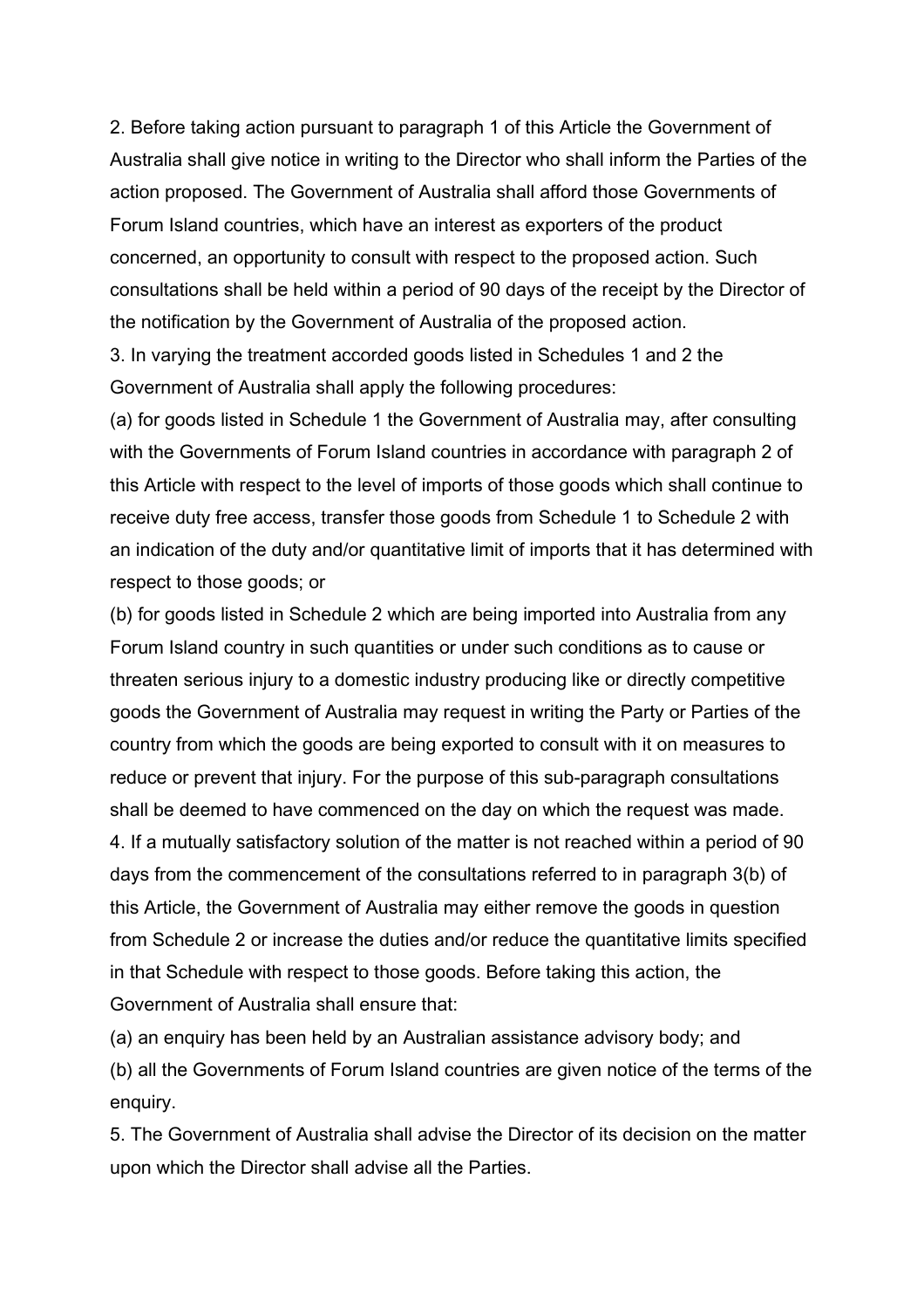2. Before taking action pursuant to paragraph 1 of this Article the Government of Australia shall give notice in writing to the Director who shall inform the Parties of the action proposed. The Government of Australia shall afford those Governments of Forum Island countries, which have an interest as exporters of the product concerned, an opportunity to consult with respect to the proposed action. Such consultations shall be held within a period of 90 days of the receipt by the Director of the notification by the Government of Australia of the proposed action.

3. In varying the treatment accorded goods listed in Schedules 1 and 2 the Government of Australia shall apply the following procedures:

(a) for goods listed in Schedule 1 the Government of Australia may, after consulting with the Governments of Forum Island countries in accordance with paragraph 2 of this Article with respect to the level of imports of those goods which shall continue to receive duty free access, transfer those goods from Schedule 1 to Schedule 2 with an indication of the duty and/or quantitative limit of imports that it has determined with respect to those goods; or

(b) for goods listed in Schedule 2 which are being imported into Australia from any Forum Island country in such quantities or under such conditions as to cause or threaten serious injury to a domestic industry producing like or directly competitive goods the Government of Australia may request in writing the Party or Parties of the country from which the goods are being exported to consult with it on measures to reduce or prevent that injury. For the purpose of this sub-paragraph consultations shall be deemed to have commenced on the day on which the request was made.

4. If a mutually satisfactory solution of the matter is not reached within a period of 90 days from the commencement of the consultations referred to in paragraph 3(b) of this Article, the Government of Australia may either remove the goods in question from Schedule 2 or increase the duties and/or reduce the quantitative limits specified in that Schedule with respect to those goods. Before taking this action, the Government of Australia shall ensure that:

(a) an enquiry has been held by an Australian assistance advisory body; and

(b) all the Governments of Forum Island countries are given notice of the terms of the enquiry.

5. The Government of Australia shall advise the Director of its decision on the matter upon which the Director shall advise all the Parties.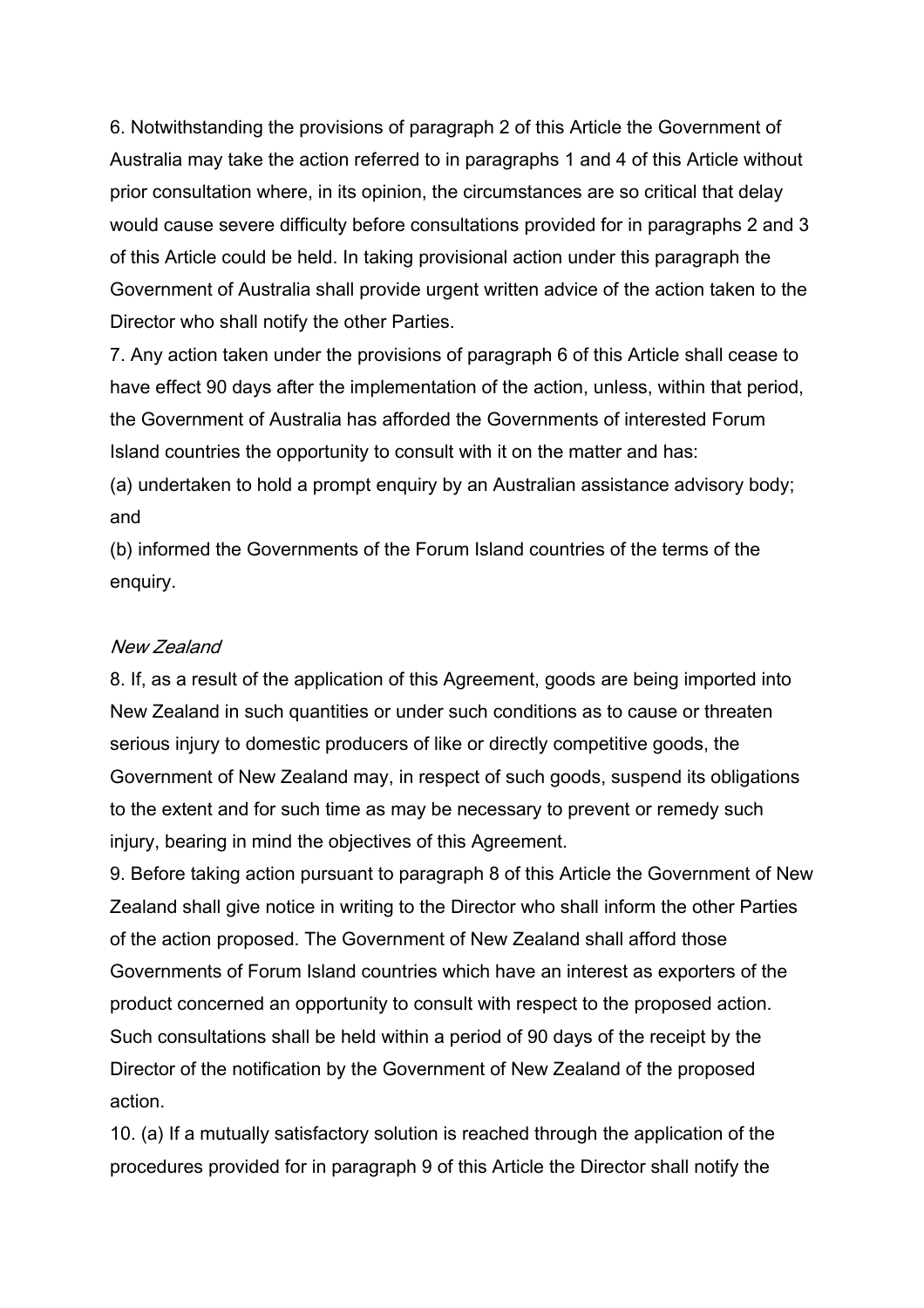6. Notwithstanding the provisions of paragraph 2 of this Article the Government of Australia may take the action referred to in paragraphs 1 and 4 of this Article without prior consultation where, in its opinion, the circumstances are so critical that delay would cause severe difficulty before consultations provided for in paragraphs 2 and 3 of this Article could be held. In taking provisional action under this paragraph the Government of Australia shall provide urgent written advice of the action taken to the Director who shall notify the other Parties.

7. Any action taken under the provisions of paragraph 6 of this Article shall cease to have effect 90 days after the implementation of the action, unless, within that period, the Government of Australia has afforded the Governments of interested Forum Island countries the opportunity to consult with it on the matter and has:

(a) undertaken to hold a prompt enquiry by an Australian assistance advisory body; and

(b) informed the Governments of the Forum Island countries of the terms of the enquiry.

*New Zealand*

8. If, as a result of the application of this Agreement, goods are being imported into New Zealand in such quantities or under such conditions as to cause or threaten serious injury to domestic producers of like or directly competitive goods, the Government of New Zealand may, in respect of such goods, suspend its obligations to the extent and for such time as may be necessary to prevent or remedy such injury, bearing in mind the objectives of this Agreement.

9. Before taking action pursuant to paragraph 8 of this Article the Government of New Zealand shall give notice in writing to the Director who shall inform the other Parties of the action proposed. The Government of New Zealand shall afford those Governments of Forum Island countries which have an interest as exporters of the product concerned an opportunity to consult with respect to the proposed action. Such consultations shall be held within a period of 90 days of the receipt by the Director of the notification by the Government of New Zealand of the proposed action.

10. (a) If a mutually satisfactory solution is reached through the application of the procedures provided for in paragraph 9 of this Article the Director shall notify the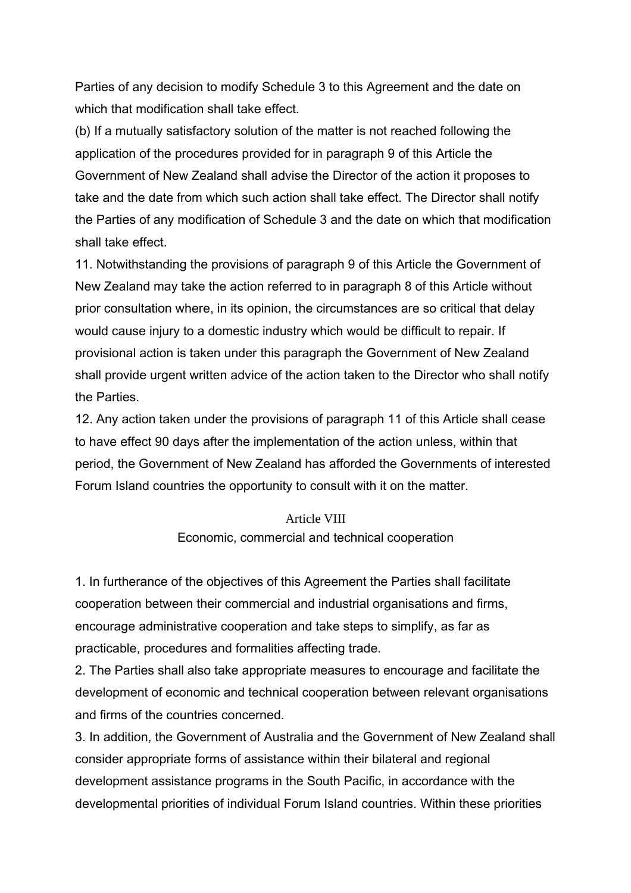Parties of any decision to modify Schedule 3 to this Agreement and the date on which that modification shall take effect.

(b) If a mutually satisfactory solution of the matter is not reached following the application of the procedures provided for in paragraph 9 of this Article the Government of New Zealand shall advise the Director of the action it proposes to take and the date from which such action shall take effect. The Director shall notify the Parties of any modification of Schedule 3 and the date on which that modification shall take effect.

11. Notwithstanding the provisions of paragraph 9 of this Article the Government of New Zealand may take the action referred to in paragraph 8 of this Article without prior consultation where, in its opinion, the circumstances are so critical that delay would cause injury to a domestic industry which would be difficult to repair. If provisional action is taken under this paragraph the Government of New Zealand shall provide urgent written advice of the action taken to the Director who shall notify the Parties.

12. Any action taken under the provisions of paragraph 11 of this Article shall cease to have effect 90 days after the implementation of the action unless, within that period, the Government of New Zealand has afforded the Governments of interested Forum Island countries the opportunity to consult with it on the matter.

## Article VIII

### Economic, commercial and technical cooperation

1. In furtherance of the objectives of this Agreement the Parties shall facilitate cooperation between their commercial and industrial organisations and firms, encourage administrative cooperation and take steps to simplify, as far as practicable, procedures and formalities affecting trade.

2. The Parties shall also take appropriate measures to encourage and facilitate the development of economic and technical cooperation between relevant organisations and firms of the countries concerned.

3. In addition, the Government of Australia and the Government of New Zealand shall consider appropriate forms of assistance within their bilateral and regional development assistance programs in the South Pacific, in accordance with the developmental priorities of individual Forum Island countries. Within these priorities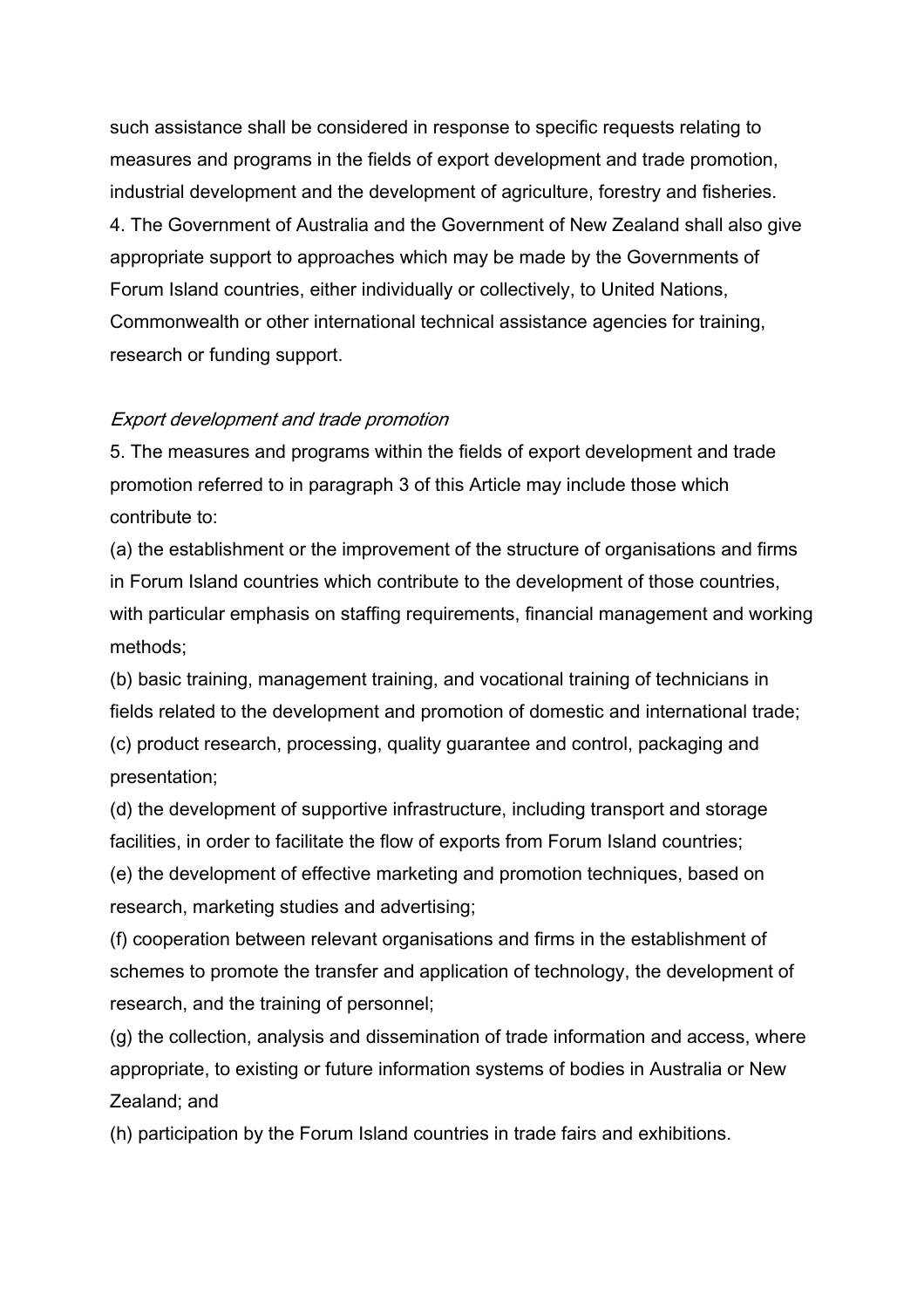such assistance shall be considered in response to specific requests relating to measures and programs in the fields of export development and trade promotion, industrial development and the development of agriculture, forestry and fisheries.

4. The Government of Australia and the Government of New Zealand shall also give appropriate support to approaches which may be made by the Governments of Forum Island countries, either individually or collectively, to United Nations, Commonwealth or other international technical assistance agencies for training, research or funding support.

*Export development and trade promotion*

5. The measures and programs within the fields of export development and trade promotion referred to in paragraph 3 of this Article may include those which contribute to:

(a) the establishment or the improvement of the structure of organisations and firms in Forum Island countries which contribute to the development of those countries, with particular emphasis on staffing requirements, financial management and working methods;

(b) basic training, management training, and vocational training of technicians in fields related to the development and promotion of domestic and international trade;

(c) product research, processing, quality guarantee and control, packaging and presentation;

(d) the development of supportive infrastructure, including transport and storage facilities, in order to facilitate the flow of exports from Forum Island countries;

(e) the development of effective marketing and promotion techniques, based on research, marketing studies and advertising;

(f) cooperation between relevant organisations and firms in the establishment of schemes to promote the transfer and application of technology, the development of research, and the training of personnel;

(g) the collection, analysis and dissemination of trade information and access, where appropriate, to existing or future information systems of bodies in Australia or New Zealand; and

(h) participation by the Forum Island countries in trade fairs and exhibitions.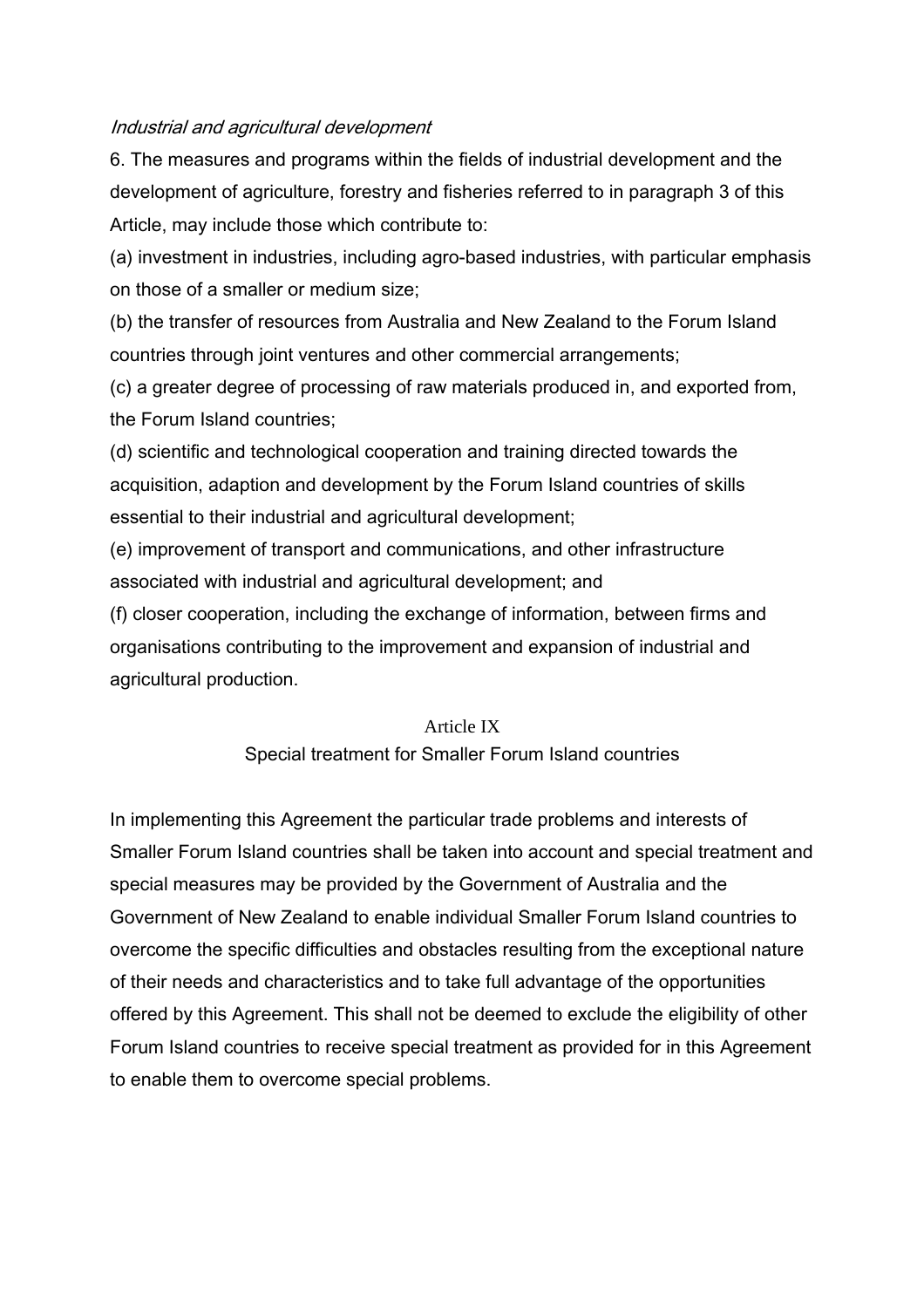*Industrial and agricultural development*

6. The measures and programs within the fields of industrial development and the development of agriculture, forestry and fisheries referred to in paragraph 3 of this Article, may include those which contribute to:

(a) investment in industries, including agro-based industries, with particular emphasis on those of a smaller or medium size;

(b) the transfer of resources from Australia and New Zealand to the Forum Island countries through joint ventures and other commercial arrangements;

(c) a greater degree of processing of raw materials produced in, and exported from, the Forum Island countries;

(d) scientific and technological cooperation and training directed towards the acquisition, adaption and development by the Forum Island countries of skills essential to their industrial and agricultural development;

(e) improvement of transport and communications, and other infrastructure associated with industrial and agricultural development; and

(f) closer cooperation, including the exchange of information, between firms and organisations contributing to the improvement and expansion of industrial and agricultural production.

## Article IX

### Special treatment for Smaller Forum Island countries

In implementing this Agreement the particular trade problems and interests of Smaller Forum Island countries shall be taken into account and special treatment and special measures may be provided by the Government of Australia and the Government of New Zealand to enable individual Smaller Forum Island countries to overcome the specific difficulties and obstacles resulting from the exceptional nature of their needs and characteristics and to take full advantage of the opportunities offered by this Agreement. This shall not be deemed to exclude the eligibility of other Forum Island countries to receive special treatment as provided for in this Agreement to enable them to overcome special problems.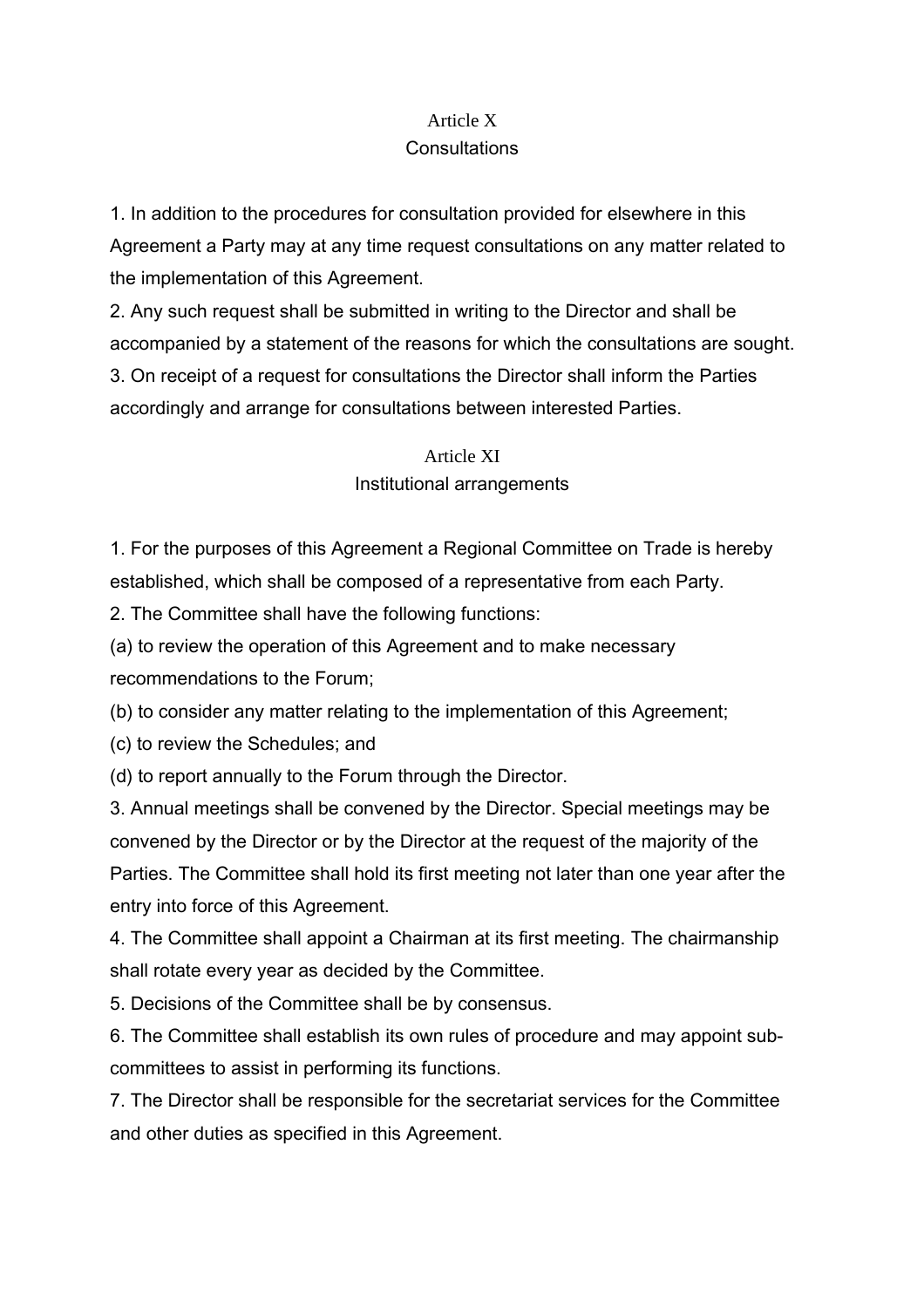## Article X
## Consultations

1. In addition to the procedures for consultation provided for elsewhere in this Agreement a Party may at any time request consultations on any matter related to the implementation of this Agreement.
2. Any such request shall be submitted in writing to the Director and shall be accompanied by a statement of the reasons for which the consultations are sought.
3. On receipt of a request for consultations the Director shall inform the Parties accordingly and arrange for consultations between interested Parties.

## Article XI
## Institutional arrangements

1. For the purposes of this Agreement a Regional Committee on Trade is hereby established, which shall be composed of a representative from each Party.
2. The Committee shall have the following functions:
(a) to review the operation of this Agreement and to make necessary recommendations to the Forum;
(b) to consider any matter relating to the implementation of this Agreement;
(c) to review the Schedules; and
(d) to report annually to the Forum through the Director.
3. Annual meetings shall be convened by the Director. Special meetings may be convened by the Director or by the Director at the request of the majority of the Parties. The Committee shall hold its first meeting not later than one year after the entry into force of this Agreement.
4. The Committee shall appoint a Chairman at its first meeting. The chairmanship shall rotate every year as decided by the Committee.
5. Decisions of the Committee shall be by consensus.
6. The Committee shall establish its own rules of procedure and may appoint sub-committees to assist in performing its functions.
7. The Director shall be responsible for the secretariat services for the Committee and other duties as specified in this Agreement.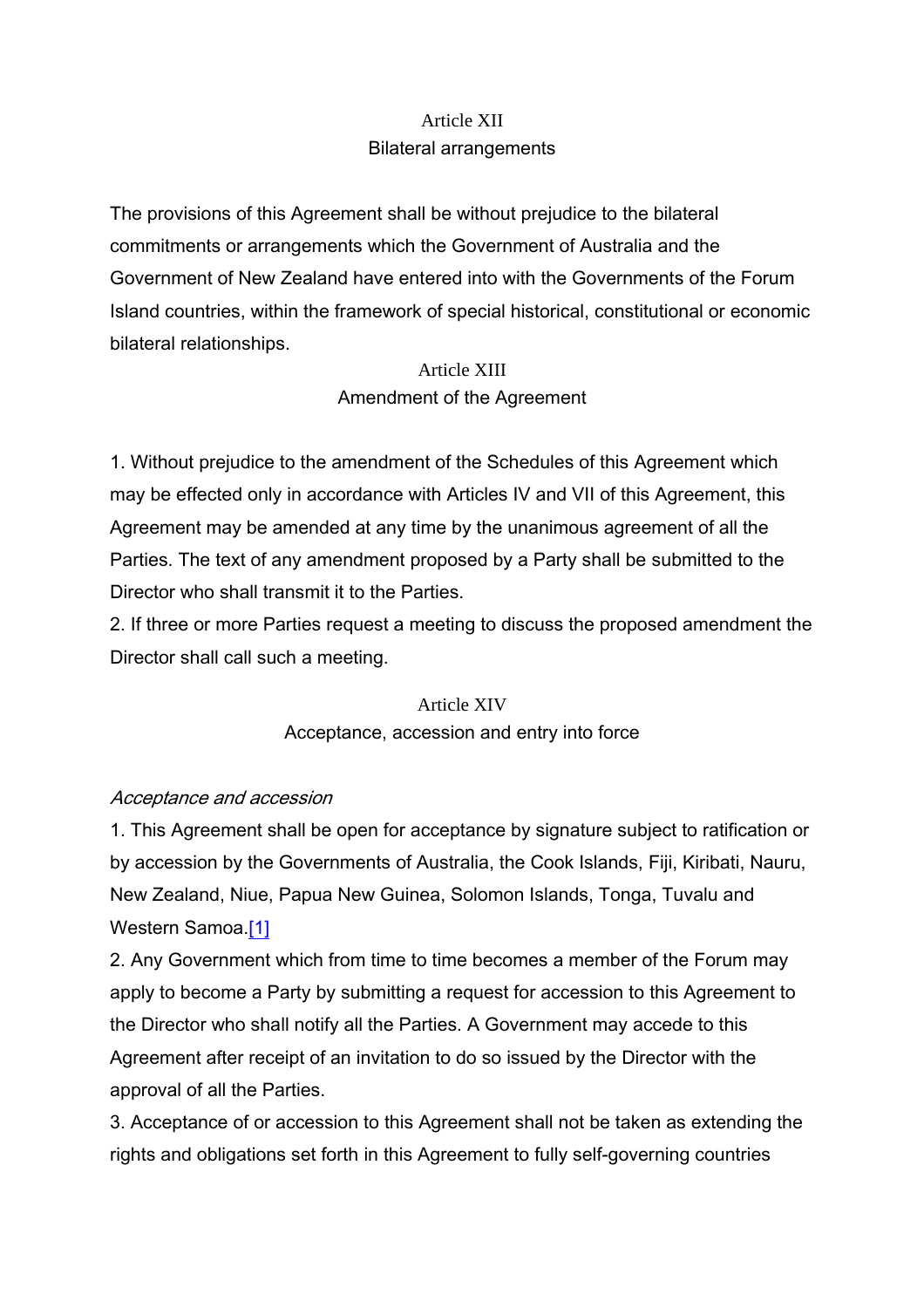## Article XII

### Bilateral arrangements

The provisions of this Agreement shall be without prejudice to the bilateral commitments or arrangements which the Government of Australia and the Government of New Zealand have entered into with the Governments of the Forum Island countries, within the framework of special historical, constitutional or economic bilateral relationships.

## Article XIII

### Amendment of the Agreement

1. Without prejudice to the amendment of the Schedules of this Agreement which may be effected only in accordance with Articles IV and VII of this Agreement, this Agreement may be amended at any time by the unanimous agreement of all the Parties. The text of any amendment proposed by a Party shall be submitted to the Director who shall transmit it to the Parties.
2. If three or more Parties request a meeting to discuss the proposed amendment the Director shall call such a meeting.

## Article XIV

### Acceptance, accession and entry into force

*Acceptance and accession*

1. This Agreement shall be open for acceptance by signature subject to ratification or by accession by the Governments of Australia, the Cook Islands, Fiji, Kiribati, Nauru, New Zealand, Niue, Papua New Guinea, Solomon Islands, Tonga, Tuvalu and Western Samoa.[1]
2. Any Government which from time to time becomes a member of the Forum may apply to become a Party by submitting a request for accession to this Agreement to the Director who shall notify all the Parties. A Government may accede to this Agreement after receipt of an invitation to do so issued by the Director with the approval of all the Parties.
3. Acceptance of or accession to this Agreement shall not be taken as extending the rights and obligations set forth in this Agreement to fully self-governing countries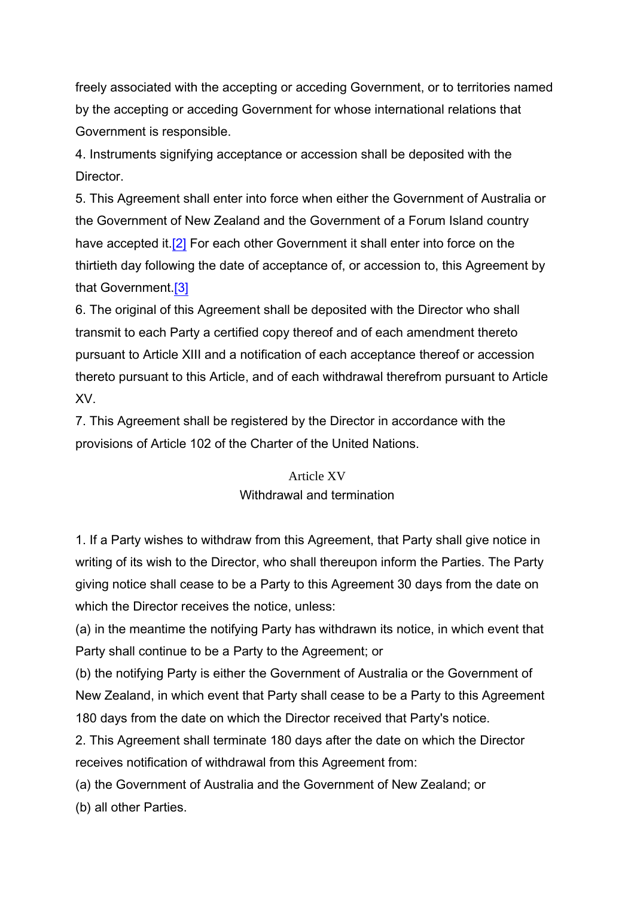freely associated with the accepting or acceding Government, or to territories named by the accepting or acceding Government for whose international relations that Government is responsible.

4. Instruments signifying acceptance or accession shall be deposited with the Director.

5. This Agreement shall enter into force when either the Government of Australia or the Government of New Zealand and the Government of a Forum Island country have accepted it.[2] For each other Government it shall enter into force on the thirtieth day following the date of acceptance of, or accession to, this Agreement by that Government.[3]

6. The original of this Agreement shall be deposited with the Director who shall transmit to each Party a certified copy thereof and of each amendment thereto pursuant to Article XIII and a notification of each acceptance thereof or accession thereto pursuant to this Article, and of each withdrawal therefrom pursuant to Article XV.

7. This Agreement shall be registered by the Director in accordance with the provisions of Article 102 of the Charter of the United Nations.

## Article XV
### Withdrawal and termination

1. If a Party wishes to withdraw from this Agreement, that Party shall give notice in writing of its wish to the Director, who shall thereupon inform the Parties. The Party giving notice shall cease to be a Party to this Agreement 30 days from the date on which the Director receives the notice, unless:

(a) in the meantime the notifying Party has withdrawn its notice, in which event that Party shall continue to be a Party to the Agreement; or

(b) the notifying Party is either the Government of Australia or the Government of New Zealand, in which event that Party shall cease to be a Party to this Agreement 180 days from the date on which the Director received that Party's notice.

2. This Agreement shall terminate 180 days after the date on which the Director receives notification of withdrawal from this Agreement from:

(a) the Government of Australia and the Government of New Zealand; or

(b) all other Parties.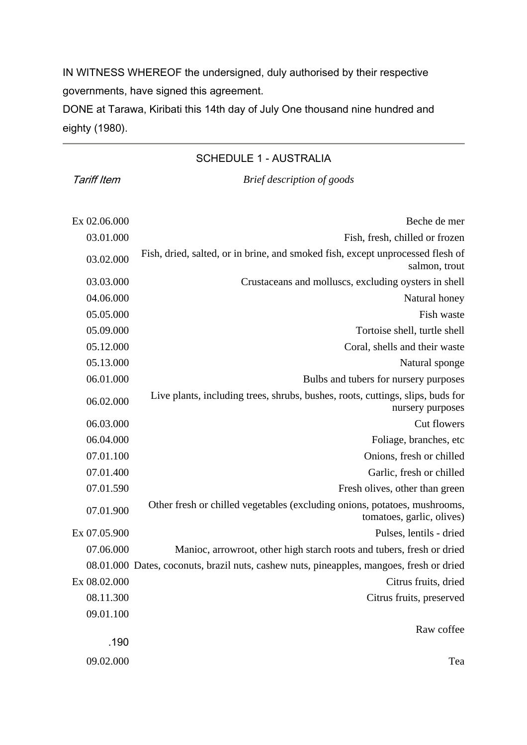IN WITNESS WHEREOF the undersigned, duly authorised by their respective governments, have signed this agreement.

DONE at Tarawa, Kiribati this 14th day of July One thousand nine hundred and eighty (1980).

---

## SCHEDULE 1 - AUSTRALIA

| *Tariff Item* | *Brief description of goods* |
|---|---|
| Ex 02.06.000 | Beche de mer |
| 03.01.000 | Fish, fresh, chilled or frozen |
| 03.02.000 | Fish, dried, salted, or in brine, and smoked fish, except unprocessed flesh of salmon, trout |
| 03.03.000 | Crustaceans and molluscs, excluding oysters in shell |
| 04.06.000 | Natural honey |
| 05.05.000 | Fish waste |
| 05.09.000 | Tortoise shell, turtle shell |
| 05.12.000 | Coral, shells and their waste |
| 05.13.000 | Natural sponge |
| 06.01.000 | Bulbs and tubers for nursery purposes |
| 06.02.000 | Live plants, including trees, shrubs, bushes, roots, cuttings, slips, buds for nursery purposes |
| 06.03.000 | Cut flowers |
| 06.04.000 | Foliage, branches, etc |
| 07.01.100 | Onions, fresh or chilled |
| 07.01.400 | Garlic, fresh or chilled |
| 07.01.590 | Fresh olives, other than green |
| 07.01.900 | Other fresh or chilled vegetables (excluding onions, potatoes, mushrooms, tomatoes, garlic, olives) |
| Ex 07.05.900 | Pulses, lentils - dried |
| 07.06.000 | Manioc, arrowroot, other high starch roots and tubers, fresh or dried |
| 08.01.000 | Dates, coconuts, brazil nuts, cashew nuts, pineapples, mangoes, fresh or dried |
| Ex 08.02.000 | Citrus fruits, dried |
| 08.11.300 | Citrus fruits, preserved |
| 09.01.100 .190 | Raw coffee |
| 09.02.000 | Tea |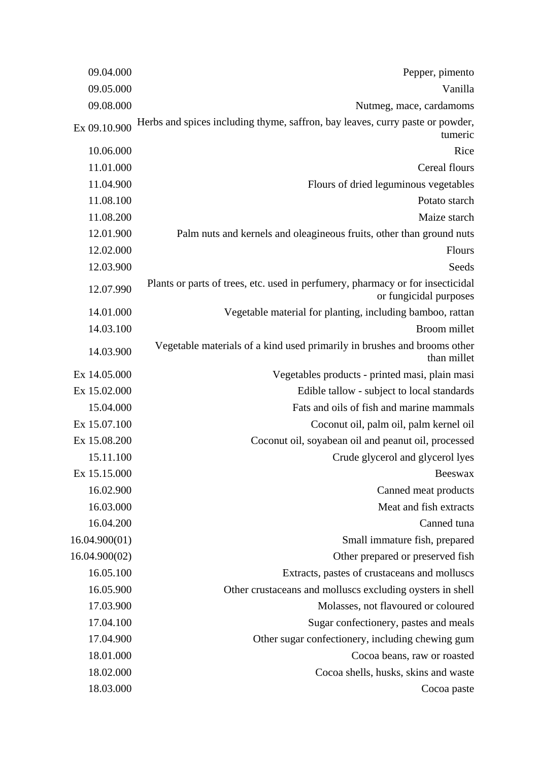| | |
|---|---|
| 09.04.000 | Pepper, pimento |
| 09.05.000 | Vanilla |
| 09.08.000 | Nutmeg, mace, cardamoms |
| Ex 09.10.900 | Herbs and spices including thyme, saffron, bay leaves, curry paste or powder, tumeric |
| 10.06.000 | Rice |
| 11.01.000 | Cereal flours |
| 11.04.900 | Flours of dried leguminous vegetables |
| 11.08.100 | Potato starch |
| 11.08.200 | Maize starch |
| 12.01.900 | Palm nuts and kernels and oleagineous fruits, other than ground nuts |
| 12.02.000 | Flours |
| 12.03.900 | Seeds |
| 12.07.990 | Plants or parts of trees, etc. used in perfumery, pharmacy or for insecticidal or fungicidal purposes |
| 14.01.000 | Vegetable material for planting, including bamboo, rattan |
| 14.03.100 | Broom millet |
| 14.03.900 | Vegetable materials of a kind used primarily in brushes and brooms other than millet |
| Ex 14.05.000 | Vegetables products - printed masi, plain masi |
| Ex 15.02.000 | Edible tallow - subject to local standards |
| 15.04.000 | Fats and oils of fish and marine mammals |
| Ex 15.07.100 | Coconut oil, palm oil, palm kernel oil |
| Ex 15.08.200 | Coconut oil, soyabean oil and peanut oil, processed |
| 15.11.100 | Crude glycerol and glycerol lyes |
| Ex 15.15.000 | Beeswax |
| 16.02.900 | Canned meat products |
| 16.03.000 | Meat and fish extracts |
| 16.04.200 | Canned tuna |
| 16.04.900(01) | Small immature fish, prepared |
| 16.04.900(02) | Other prepared or preserved fish |
| 16.05.100 | Extracts, pastes of crustaceans and molluscs |
| 16.05.900 | Other crustaceans and molluscs excluding oysters in shell |
| 17.03.900 | Molasses, not flavoured or coloured |
| 17.04.100 | Sugar confectionery, pastes and meals |
| 17.04.900 | Other sugar confectionery, including chewing gum |
| 18.01.000 | Cocoa beans, raw or roasted |
| 18.02.000 | Cocoa shells, husks, skins and waste |
| 18.03.000 | Cocoa paste |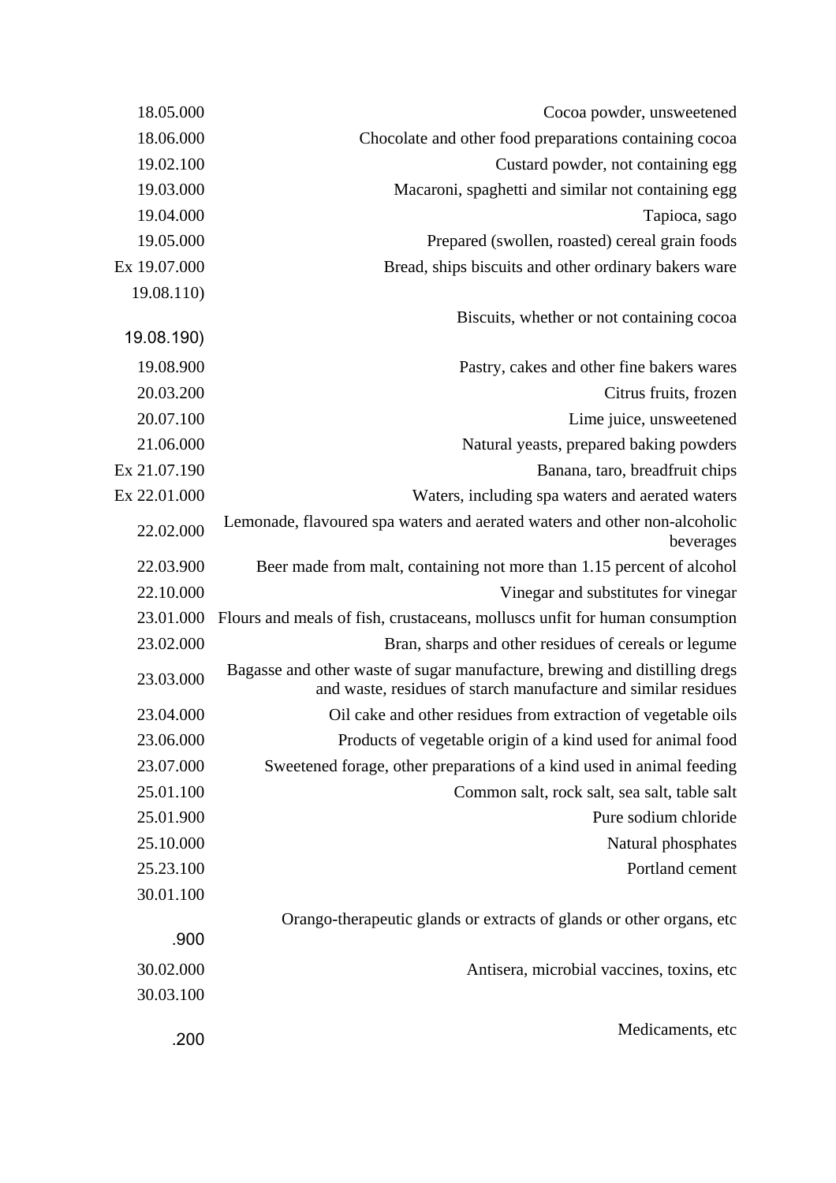| | |
|---|---|
| 18.05.000 | Cocoa powder, unsweetened |
| 18.06.000 | Chocolate and other food preparations containing cocoa |
| 19.02.100 | Custard powder, not containing egg |
| 19.03.000 | Macaroni, spaghetti and similar not containing egg |
| 19.04.000 | Tapioca, sago |
| 19.05.000 | Prepared (swollen, roasted) cereal grain foods |
| Ex 19.07.000 | Bread, ships biscuits and other ordinary bakers ware |
| 19.08.110)<br>19.08.190) | Biscuits, whether or not containing cocoa |
| 19.08.900 | Pastry, cakes and other fine bakers wares |
| 20.03.200 | Citrus fruits, frozen |
| 20.07.100 | Lime juice, unsweetened |
| 21.06.000 | Natural yeasts, prepared baking powders |
| Ex 21.07.190 | Banana, taro, breadfruit chips |
| Ex 22.01.000 | Waters, including spa waters and aerated waters |
| 22.02.000 | Lemonade, flavoured spa waters and aerated waters and other non-alcoholic beverages |
| 22.03.900 | Beer made from malt, containing not more than 1.15 percent of alcohol |
| 22.10.000 | Vinegar and substitutes for vinegar |
| 23.01.000 | Flours and meals of fish, crustaceans, molluscs unfit for human consumption |
| 23.02.000 | Bran, sharps and other residues of cereals or legume |
| 23.03.000 | Bagasse and other waste of sugar manufacture, brewing and distilling dregs and waste, residues of starch manufacture and similar residues |
| 23.04.000 | Oil cake and other residues from extraction of vegetable oils |
| 23.06.000 | Products of vegetable origin of a kind used for animal food |
| 23.07.000 | Sweetened forage, other preparations of a kind used in animal feeding |
| 25.01.100 | Common salt, rock salt, sea salt, table salt |
| 25.01.900 | Pure sodium chloride |
| 25.10.000 | Natural phosphates |
| 25.23.100 | Portland cement |
| 30.01.100<br>.900 | Orango-therapeutic glands or extracts of glands or other organs, etc |
| 30.02.000 | Antisera, microbial vaccines, toxins, etc |
| 30.03.100<br>.200 | Medicaments, etc |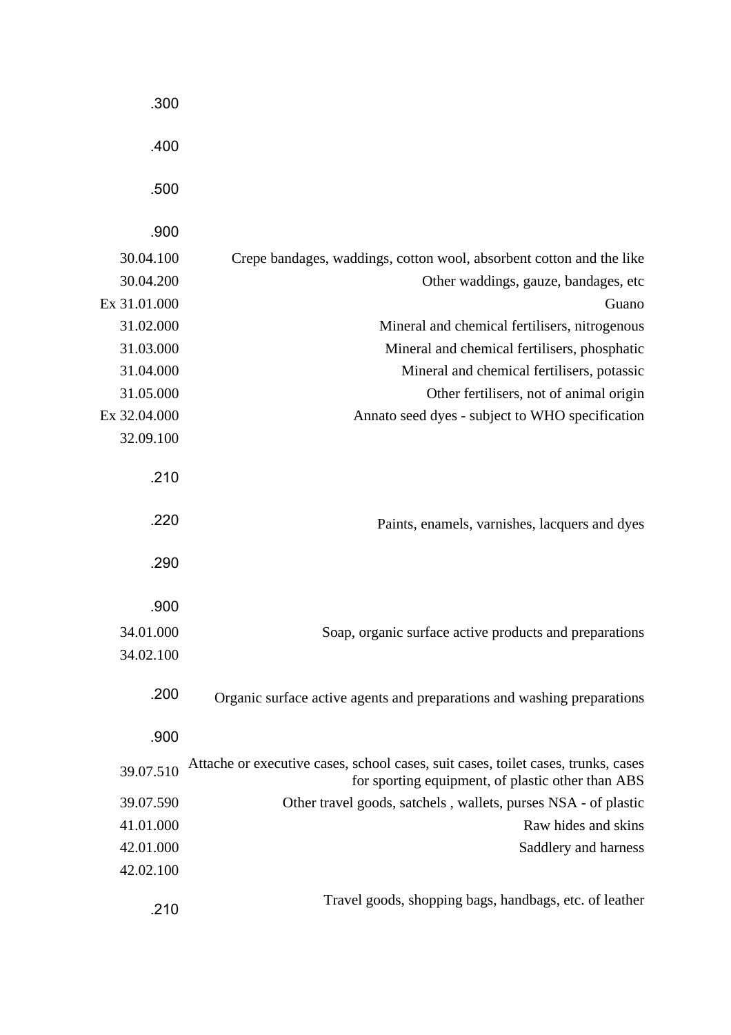| Code | Description |
|---|---|
| .300 | |
| .400 | |
| .500 | |
| .900 | |
| 30.04.100 | Crepe bandages, waddings, cotton wool, absorbent cotton and the like |
| 30.04.200 | Other waddings, gauze, bandages, etc |
| Ex 31.01.000 | Guano |
| 31.02.000 | Mineral and chemical fertilisers, nitrogenous |
| 31.03.000 | Mineral and chemical fertilisers, phosphatic |
| 31.04.000 | Mineral and chemical fertilisers, potassic |
| 31.05.000 | Other fertilisers, not of animal origin |
| Ex 32.04.000 | Annato seed dyes - subject to WHO specification |
| 32.09.100 | |
| .210 | |
| .220 | Paints, enamels, varnishes, lacquers and dyes |
| .290 | |
| .900 | |
| 34.01.000 | Soap, organic surface active products and preparations |
| 34.02.100 | |
| .200 | Organic surface active agents and preparations and washing preparations |
| .900 | |
| 39.07.510 | Attache or executive cases, school cases, suit cases, toilet cases, trunks, cases for sporting equipment, of plastic other than ABS |
| 39.07.590 | Other travel goods, satchels , wallets, purses NSA - of plastic |
| 41.01.000 | Raw hides and skins |
| 42.01.000 | Saddlery and harness |
| 42.02.100 | |
| .210 | Travel goods, shopping bags, handbags, etc. of leather |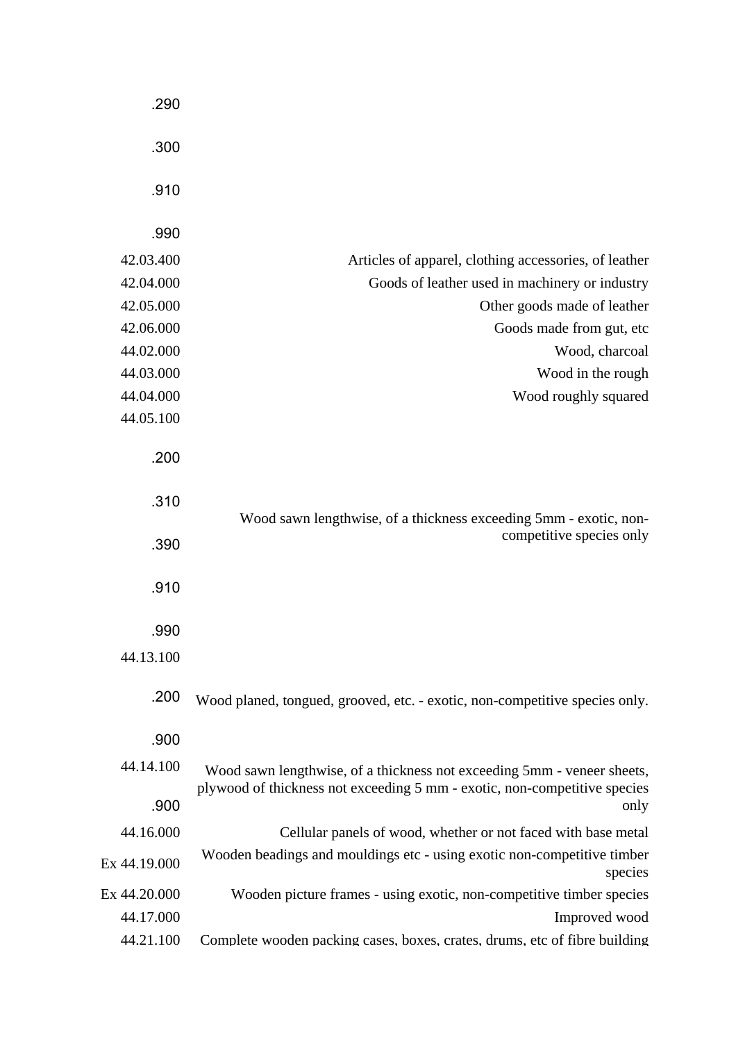| Code | Description |
|---|---|
| .290 | |
| .300 | |
| .910 | |
| .990 | |
| 42.03.400 | Articles of apparel, clothing accessories, of leather |
| 42.04.000 | Goods of leather used in machinery or industry |
| 42.05.000 | Other goods made of leather |
| 42.06.000 | Goods made from gut, etc |
| 44.02.000 | Wood, charcoal |
| 44.03.000 | Wood in the rough |
| 44.04.000 | Wood roughly squared |
| 44.05.100 | |
| .200 | |
| .310 | Wood sawn lengthwise, of a thickness exceeding 5mm - exotic, non-competitive species only |
| .390 | |
| .910 | |
| .990 | |
| 44.13.100 | |
| .200 | Wood planed, tongued, grooved, etc. - exotic, non-competitive species only. |
| .900 | |
| 44.14.100 | Wood sawn lengthwise, of a thickness not exceeding 5mm - veneer sheets, plywood of thickness not exceeding 5 mm - exotic, non-competitive species only |
| .900 | |
| 44.16.000 | Cellular panels of wood, whether or not faced with base metal |
| Ex 44.19.000 | Wooden beadings and mouldings etc - using exotic non-competitive timber species |
| Ex 44.20.000 | Wooden picture frames - using exotic, non-competitive timber species |
| 44.17.000 | Improved wood |
| 44.21.100 | Complete wooden packing cases, boxes, crates, drums, etc of fibre building |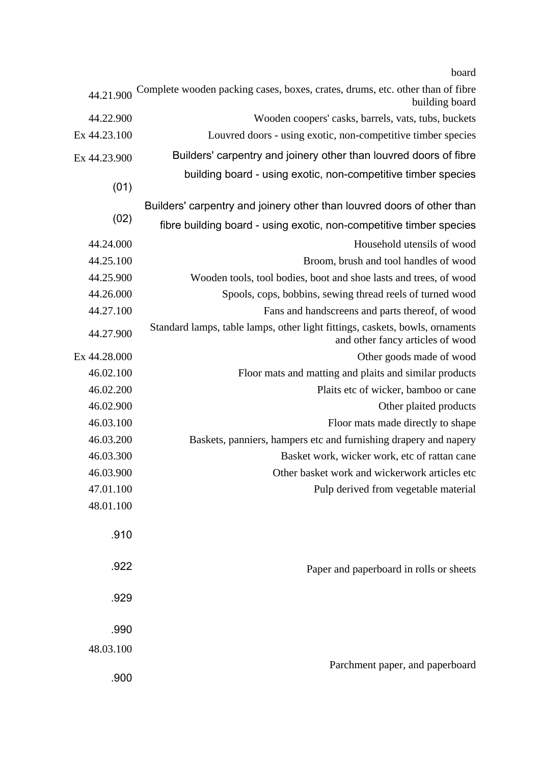| | |
|---|---|
| | board |
| 44.21.900 | Complete wooden packing cases, boxes, crates, drums, etc. other than of fibre building board |
| 44.22.900 | Wooden coopers' casks, barrels, vats, tubs, buckets |
| Ex 44.23.100 | Louvred doors - using exotic, non-competitive timber species |
| Ex 44.23.900 | |
| (01) | Builders' carpentry and joinery other than louvred doors of fibre building board - using exotic, non-competitive timber species |
| (02) | Builders' carpentry and joinery other than louvred doors of other than fibre building board - using exotic, non-competitive timber species |
| 44.24.000 | Household utensils of wood |
| 44.25.100 | Broom, brush and tool handles of wood |
| 44.25.900 | Wooden tools, tool bodies, boot and shoe lasts and trees, of wood |
| 44.26.000 | Spools, cops, bobbins, sewing thread reels of turned wood |
| 44.27.100 | Fans and handscreens and parts thereof, of wood |
| 44.27.900 | Standard lamps, table lamps, other light fittings, caskets, bowls, ornaments and other fancy articles of wood |
| Ex 44.28.000 | Other goods made of wood |
| 46.02.100 | Floor mats and matting and plaits and similar products |
| 46.02.200 | Plaits etc of wicker, bamboo or cane |
| 46.02.900 | Other plaited products |
| 46.03.100 | Floor mats made directly to shape |
| 46.03.200 | Baskets, panniers, hampers etc and furnishing drapery and napery |
| 46.03.300 | Basket work, wicker work, etc of rattan cane |
| 46.03.900 | Other basket work and wickerwork articles etc |
| 47.01.100 | Pulp derived from vegetable material |
| 48.01.100 .910 .922 .929 .990 | Paper and paperboard in rolls or sheets |
| 48.03.100 .900 | Parchment paper, and paperboard |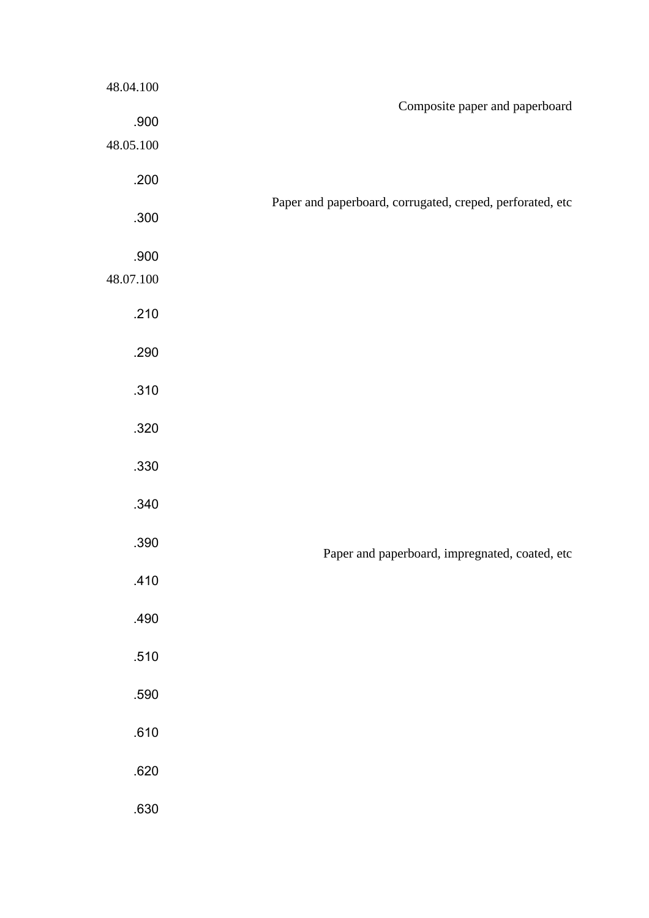| Code | Description |
|---|---|
| 48.04.100 | Composite paper and paperboard |
| .900 | |
| 48.05.100 | Paper and paperboard, corrugated, creped, perforated, etc |
| .200 | |
| .300 | |
| .900 | |
| 48.07.100 | Paper and paperboard, impregnated, coated, etc |
| .210 | |
| .290 | |
| .310 | |
| .320 | |
| .330 | |
| .340 | |
| .390 | |
| .410 | |
| .490 | |
| .510 | |
| .590 | |
| .610 | |
| .620 | |
| .630 | |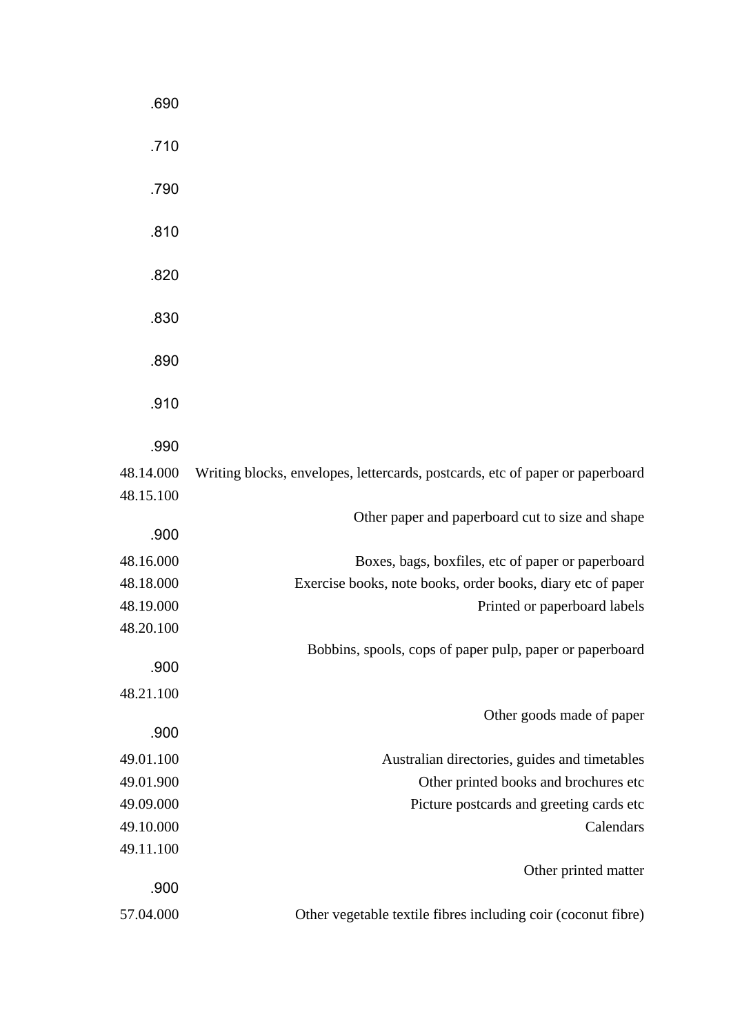| Code | Description |
|---|---|
| .690 | |
| .710 | |
| .790 | |
| .810 | |
| .820 | |
| .830 | |
| .890 | |
| .910 | |
| .990 | |
| 48.14.000 | Writing blocks, envelopes, lettercards, postcards, etc of paper or paperboard |
| 48.15.100 | Other paper and paperboard cut to size and shape |
| .900 | |
| 48.16.000 | Boxes, bags, boxfiles, etc of paper or paperboard |
| 48.18.000 | Exercise books, note books, order books, diary etc of paper |
| 48.19.000 | Printed or paperboard labels |
| 48.20.100 | Bobbins, spools, cops of paper pulp, paper or paperboard |
| .900 | |
| 48.21.100 | Other goods made of paper |
| .900 | |
| 49.01.100 | Australian directories, guides and timetables |
| 49.01.900 | Other printed books and brochures etc |
| 49.09.000 | Picture postcards and greeting cards etc |
| 49.10.000 | Calendars |
| 49.11.100 | Other printed matter |
| .900 | |
| 57.04.000 | Other vegetable textile fibres including coir (coconut fibre) |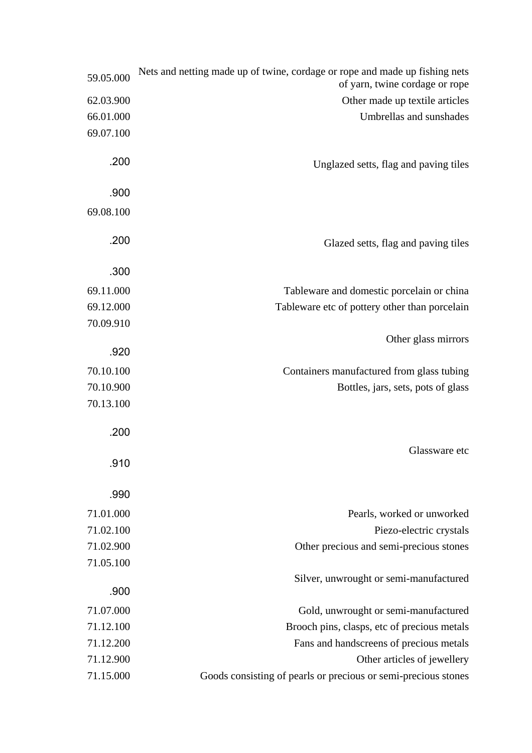| Code | Description |
|---|---|
| 59.05.000 | Nets and netting made up of twine, cordage or rope and made up fishing nets of yarn, twine cordage or rope |
| 62.03.900 | Other made up textile articles |
| 66.01.000 | Umbrellas and sunshades |
| 69.07.100 | |
| .200 | Unglazed setts, flag and paving tiles |
| .900 | |
| 69.08.100 | |
| .200 | Glazed setts, flag and paving tiles |
| .300 | |
| 69.11.000 | Tableware and domestic porcelain or china |
| 69.12.000 | Tableware etc of pottery other than porcelain |
| 70.09.910 | Other glass mirrors |
| .920 | |
| 70.10.100 | Containers manufactured from glass tubing |
| 70.10.900 | Bottles, jars, sets, pots of glass |
| 70.13.100 | |
| .200 | |
| .910 | Glassware etc |
| .990 | |
| 71.01.000 | Pearls, worked or unworked |
| 71.02.100 | Piezo-electric crystals |
| 71.02.900 | Other precious and semi-precious stones |
| 71.05.100 | Silver, unwrought or semi-manufactured |
| .900 | |
| 71.07.000 | Gold, unwrought or semi-manufactured |
| 71.12.100 | Brooch pins, clasps, etc of precious metals |
| 71.12.200 | Fans and handscreens of precious metals |
| 71.12.900 | Other articles of jewellery |
| 71.15.000 | Goods consisting of pearls or precious or semi-precious stones |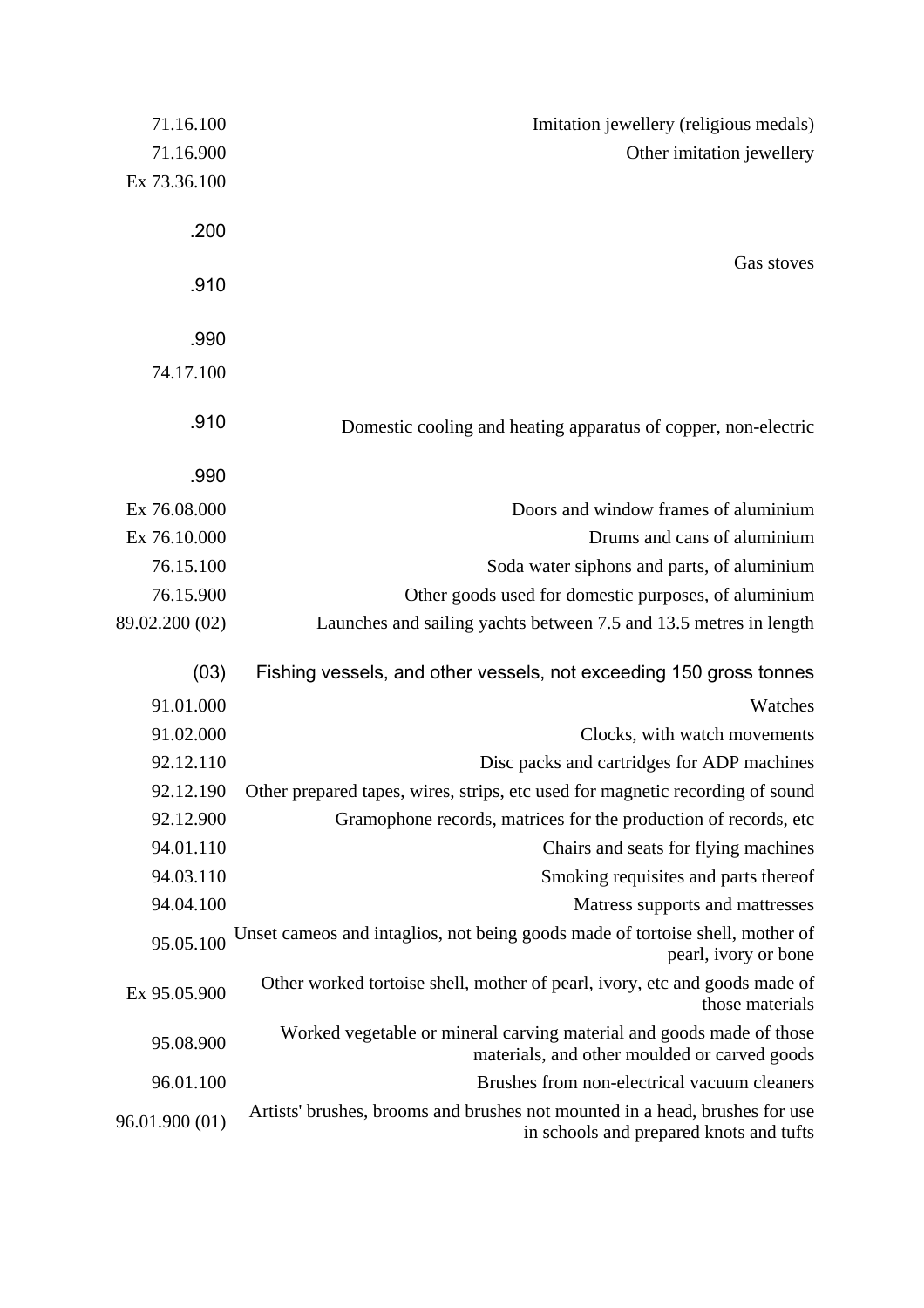| | |
|---|---|
| 71.16.100 | Imitation jewellery (religious medals) |
| 71.16.900 | Other imitation jewellery |
| Ex 73.36.100 | |
| .200 | Gas stoves |
| .910 | |
| .990 | |
| 74.17.100 | |
| .910 | Domestic cooling and heating apparatus of copper, non-electric |
| .990 | |
| Ex 76.08.000 | Doors and window frames of aluminium |
| Ex 76.10.000 | Drums and cans of aluminium |
| 76.15.100 | Soda water siphons and parts, of aluminium |
| 76.15.900 | Other goods used for domestic purposes, of aluminium |
| 89.02.200 (02) | Launches and sailing yachts between 7.5 and 13.5 metres in length |
| (03) | Fishing vessels, and other vessels, not exceeding 150 gross tonnes |
| 91.01.000 | Watches |
| 91.02.000 | Clocks, with watch movements |
| 92.12.110 | Disc packs and cartridges for ADP machines |
| 92.12.190 | Other prepared tapes, wires, strips, etc used for magnetic recording of sound |
| 92.12.900 | Gramophone records, matrices for the production of records, etc |
| 94.01.110 | Chairs and seats for flying machines |
| 94.03.110 | Smoking requisites and parts thereof |
| 94.04.100 | Matress supports and mattresses |
| 95.05.100 | Unset cameos and intaglios, not being goods made of tortoise shell, mother of pearl, ivory or bone |
| Ex 95.05.900 | Other worked tortoise shell, mother of pearl, ivory, etc and goods made of those materials |
| 95.08.900 | Worked vegetable or mineral carving material and goods made of those materials, and other moulded or carved goods |
| 96.01.100 | Brushes from non-electrical vacuum cleaners |
| 96.01.900 (01) | Artists' brushes, brooms and brushes not mounted in a head, brushes for use in schools and prepared knots and tufts |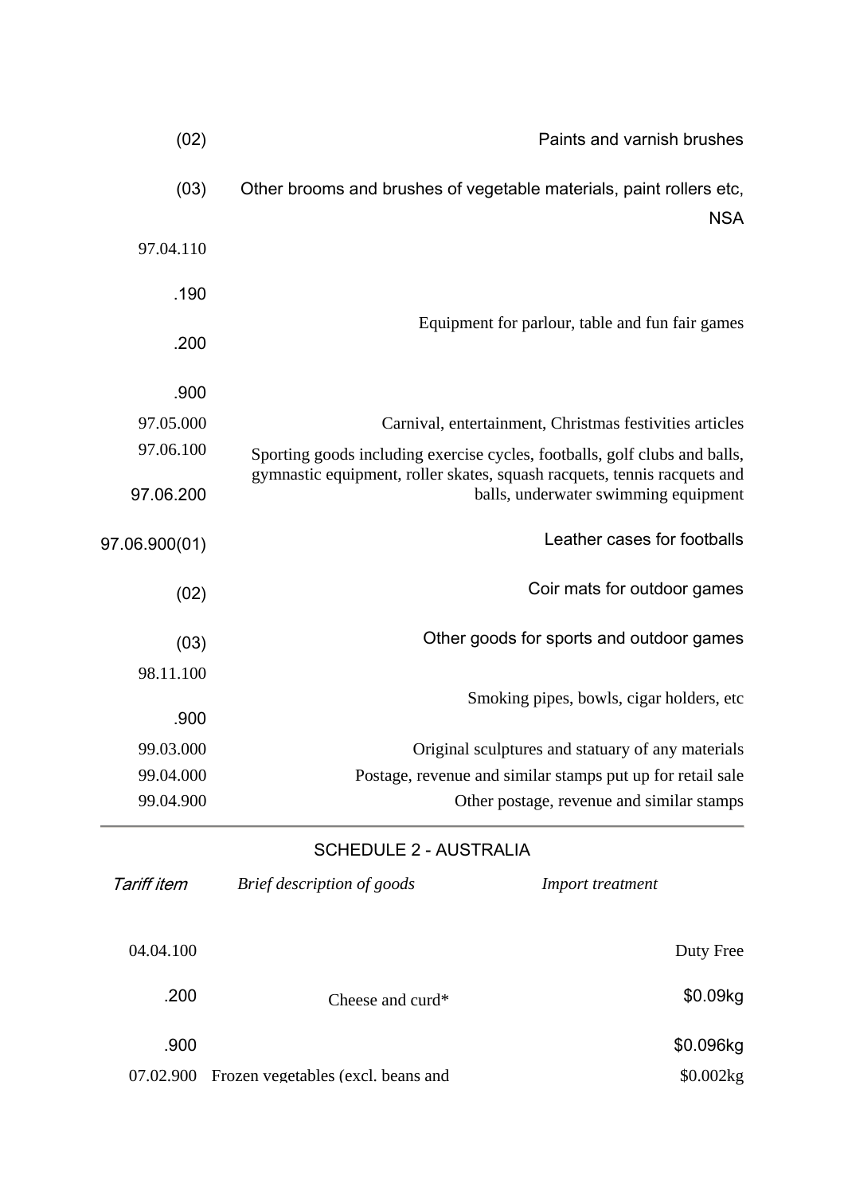| | |
|---|---|
| (02) | Paints and varnish brushes |
| (03) | Other brooms and brushes of vegetable materials, paint rollers etc, NSA |
| 97.04.110 | |
| .190 | Equipment for parlour, table and fun fair games |
| .200 | |
| .900 | |
| 97.05.000 | Carnival, entertainment, Christmas festivities articles |
| 97.06.100 | Sporting goods including exercise cycles, footballs, golf clubs and balls, gymnastic equipment, roller skates, squash racquets, tennis racquets and balls, underwater swimming equipment |
| 97.06.200 | |
| 97.06.900(01) | Leather cases for footballs |
| (02) | Coir mats for outdoor games |
| (03) | Other goods for sports and outdoor games |
| 98.11.100 | Smoking pipes, bowls, cigar holders, etc |
| .900 | |
| 99.03.000 | Original sculptures and statuary of any materials |
| 99.04.000 | Postage, revenue and similar stamps put up for retail sale |
| 99.04.900 | Other postage, revenue and similar stamps |

## SCHEDULE 2 - AUSTRALIA

| *Tariff item* | *Brief description of goods* | *Import treatment* |
|---|---|---|
| 04.04.100 | | Duty Free |
| .200 | Cheese and curd* | $0.09kg |
| .900 | | $0.096kg |
| 07.02.900 | Frozen vegetables (excl. beans and | $0.002kg |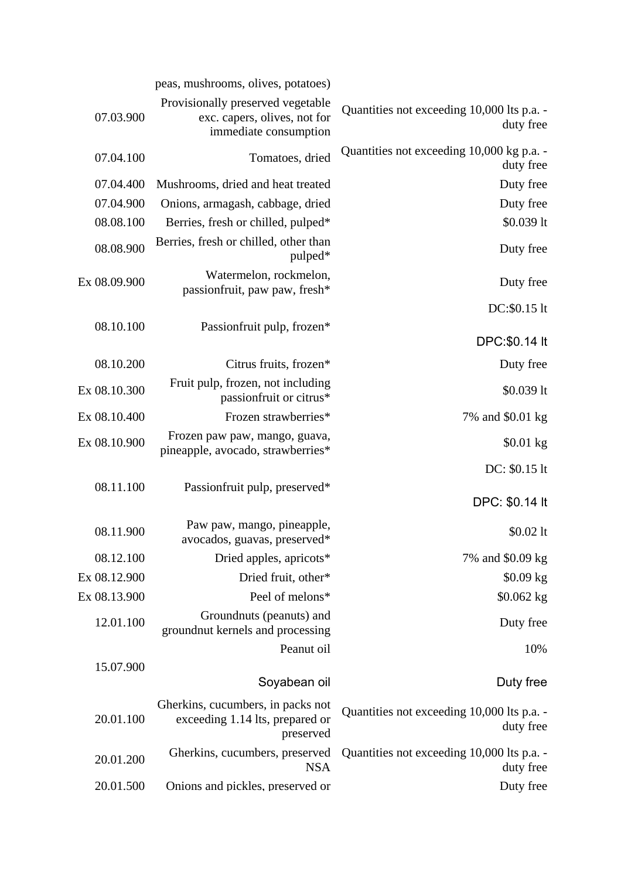| | | |
|---|---|---|
| | peas, mushrooms, olives, potatoes) | |
| 07.03.900 | Provisionally preserved vegetable exc. capers, olives, not for immediate consumption | Quantities not exceeding 10,000 lts p.a. - duty free |
| 07.04.100 | Tomatoes, dried | Quantities not exceeding 10,000 kg p.a. - duty free |
| 07.04.400 | Mushrooms, dried and heat treated | Duty free |
| 07.04.900 | Onions, armagash, cabbage, dried | Duty free |
| 08.08.100 | Berries, fresh or chilled, pulped* | $0.039 lt |
| 08.08.900 | Berries, fresh or chilled, other than pulped* | Duty free |
| Ex 08.09.900 | Watermelon, rockmelon, passionfruit, paw paw, fresh* | Duty free |
| 08.10.100 | Passionfruit pulp, frozen* | DC:$0.15 lt<br>DPC:$0.14 lt |
| 08.10.200 | Citrus fruits, frozen* | Duty free |
| Ex 08.10.300 | Fruit pulp, frozen, not including passionfruit or citrus* | $0.039 lt |
| Ex 08.10.400 | Frozen strawberries* | 7% and $0.01 kg |
| Ex 08.10.900 | Frozen paw paw, mango, guava, pineapple, avocado, strawberries* | $0.01 kg |
| 08.11.100 | Passionfruit pulp, preserved* | DC: $0.15 lt<br>DPC: $0.14 lt |
| 08.11.900 | Paw paw, mango, pineapple, avocados, guavas, preserved* | $0.02 lt |
| 08.12.100 | Dried apples, apricots* | 7% and $0.09 kg |
| Ex 08.12.900 | Dried fruit, other* | $0.09 kg |
| Ex 08.13.900 | Peel of melons* | $0.062 kg |
| 12.01.100 | Groundnuts (peanuts) and groundnut kernels and processing | Duty free |
| 15.07.900 | Peanut oil | 10% |
| | Soyabean oil | Duty free |
| 20.01.100 | Gherkins, cucumbers, in packs not exceeding 1.14 lts, prepared or preserved | Quantities not exceeding 10,000 lts p.a. - duty free |
| 20.01.200 | Gherkins, cucumbers, preserved NSA | Quantities not exceeding 10,000 lts p.a. - duty free |
| 20.01.500 | Onions and pickles, preserved or | Duty free |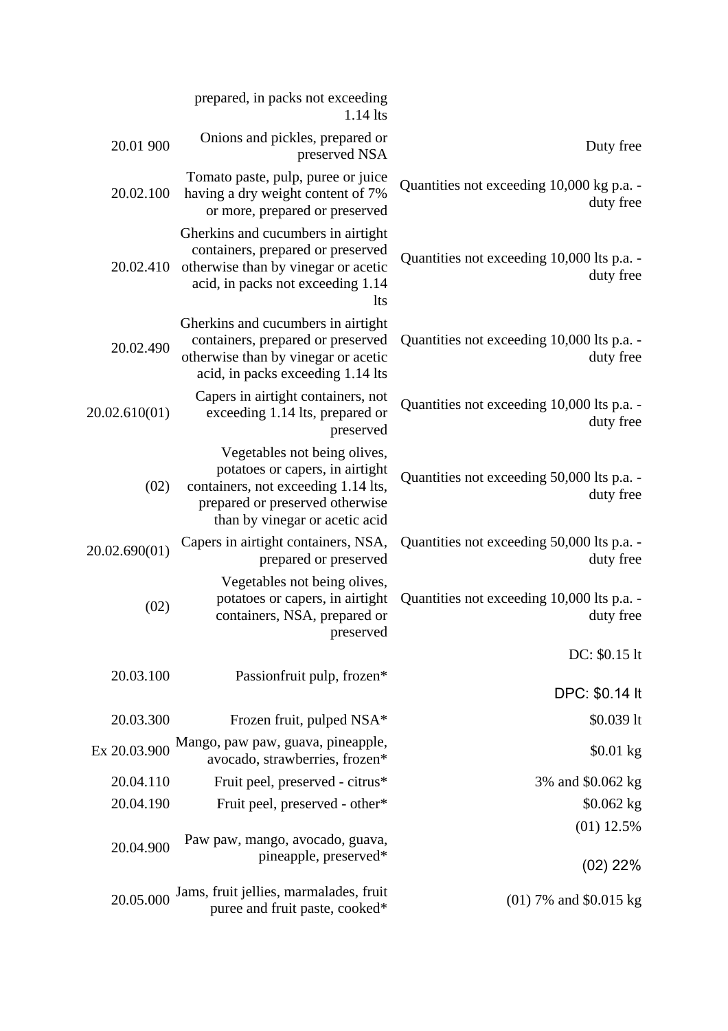|  |  |  |
|---|---|---|
|  | prepared, in packs not exceeding 1.14 lts |  |
| 20.01 900 | Onions and pickles, prepared or preserved NSA | Duty free |
| 20.02.100 | Tomato paste, pulp, puree or juice having a dry weight content of 7% or more, prepared or preserved | Quantities not exceeding 10,000 kg p.a. - duty free |
| 20.02.410 | Gherkins and cucumbers in airtight containers, prepared or preserved otherwise than by vinegar or acetic acid, in packs not exceeding 1.14 lts | Quantities not exceeding 10,000 lts p.a. - duty free |
| 20.02.490 | Gherkins and cucumbers in airtight containers, prepared or preserved otherwise than by vinegar or acetic acid, in packs exceeding 1.14 lts | Quantities not exceeding 10,000 lts p.a. - duty free |
| 20.02.610(01) | Capers in airtight containers, not exceeding 1.14 lts, prepared or preserved | Quantities not exceeding 10,000 lts p.a. - duty free |
| (02) | Vegetables not being olives, potatoes or capers, in airtight containers, not exceeding 1.14 lts, prepared or preserved otherwise than by vinegar or acetic acid | Quantities not exceeding 50,000 lts p.a. - duty free |
| 20.02.690(01) | Capers in airtight containers, NSA, prepared or preserved | Quantities not exceeding 50,000 lts p.a. - duty free |
| (02) | Vegetables not being olives, potatoes or capers, in airtight containers, NSA, prepared or preserved | Quantities not exceeding 10,000 lts p.a. - duty free |
| 20.03.100 | Passionfruit pulp, frozen* | DC: $0.15 lt<br>DPC: $0.14 lt |
| 20.03.300 | Frozen fruit, pulped NSA* | $0.039 lt |
| Ex 20.03.900 | Mango, paw paw, guava, pineapple, avocado, strawberries, frozen* | $0.01 kg |
| 20.04.110 | Fruit peel, preserved - citrus* | 3% and $0.062 kg |
| 20.04.190 | Fruit peel, preserved - other* | $0.062 kg |
| 20.04.900 | Paw paw, mango, avocado, guava, pineapple, preserved* | (01) 12.5%<br>(02) 22% |
| 20.05.000 | Jams, fruit jellies, marmalades, fruit puree and fruit paste, cooked* | (01) 7% and $0.015 kg |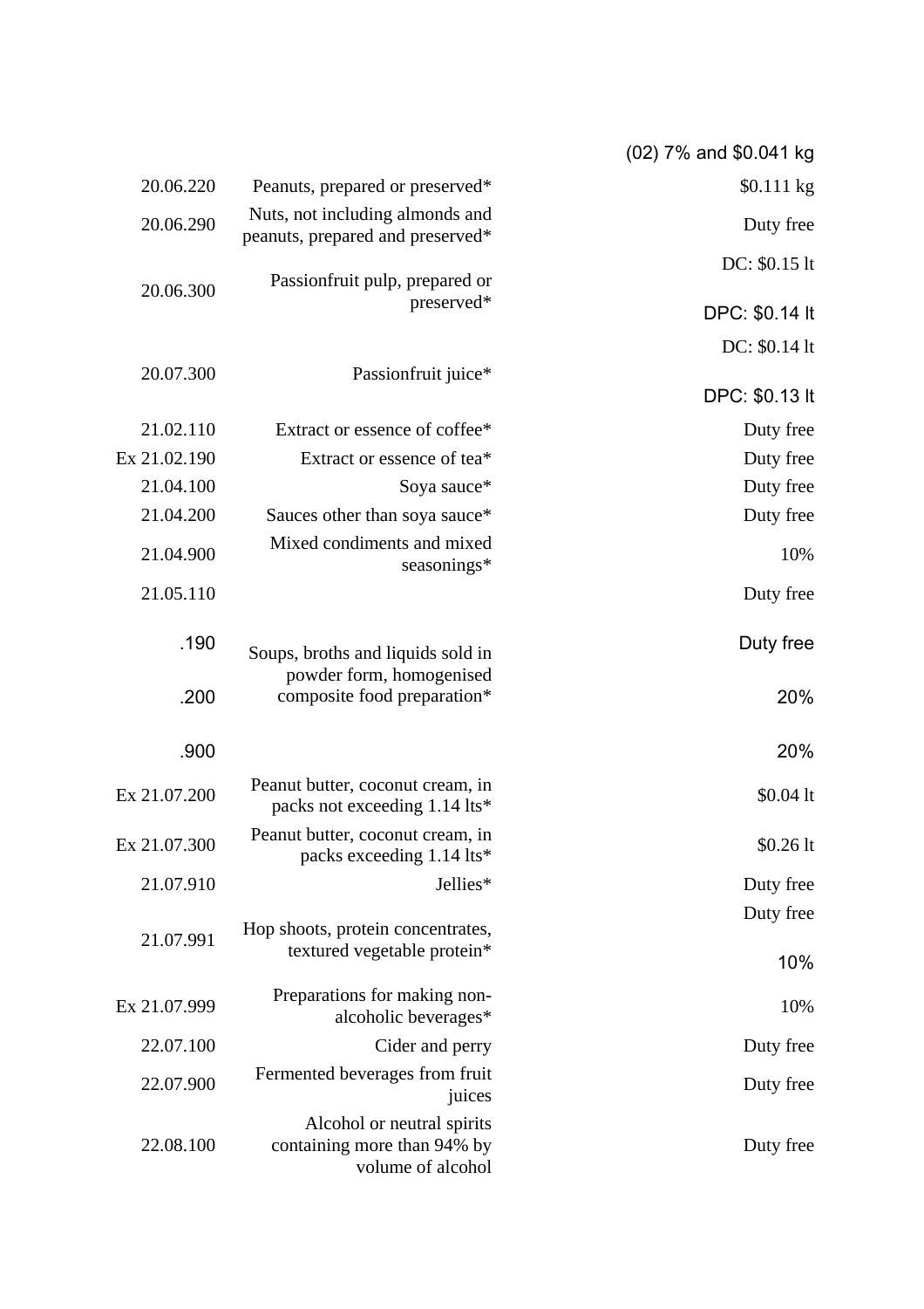| | | |
|---|---|---|
| | | (02) 7% and $0.041 kg |
| 20.06.220 | Peanuts, prepared or preserved* | $0.111 kg |
| 20.06.290 | Nuts, not including almonds and peanuts, prepared and preserved* | Duty free |
| 20.06.300 | Passionfruit pulp, prepared or preserved* | DC: $0.15 lt<br>DPC: $0.14 lt |
| 20.07.300 | Passionfruit juice* | DC: $0.14 lt<br>DPC: $0.13 lt |
| 21.02.110 | Extract or essence of coffee* | Duty free |
| Ex 21.02.190 | Extract or essence of tea* | Duty free |
| 21.04.100 | Soya sauce* | Duty free |
| 21.04.200 | Sauces other than soya sauce* | Duty free |
| 21.04.900 | Mixed condiments and mixed seasonings* | 10% |
| 21.05.110 | Soups, broths and liquids sold in powder form, homogenised composite food preparation* | Duty free |
| .190 | | Duty free |
| .200 | | 20% |
| .900 | | 20% |
| Ex 21.07.200 | Peanut butter, coconut cream, in packs not exceeding 1.14 lts* | $0.04 lt |
| Ex 21.07.300 | Peanut butter, coconut cream, in packs exceeding 1.14 lts* | $0.26 lt |
| 21.07.910 | Jellies* | Duty free |
| 21.07.991 | Hop shoots, protein concentrates, textured vegetable protein* | Duty free<br>10% |
| Ex 21.07.999 | Preparations for making non-alcoholic beverages* | 10% |
| 22.07.100 | Cider and perry | Duty free |
| 22.07.900 | Fermented beverages from fruit juices | Duty free |
| 22.08.100 | Alcohol or neutral spirits containing more than 94% by volume of alcohol | Duty free |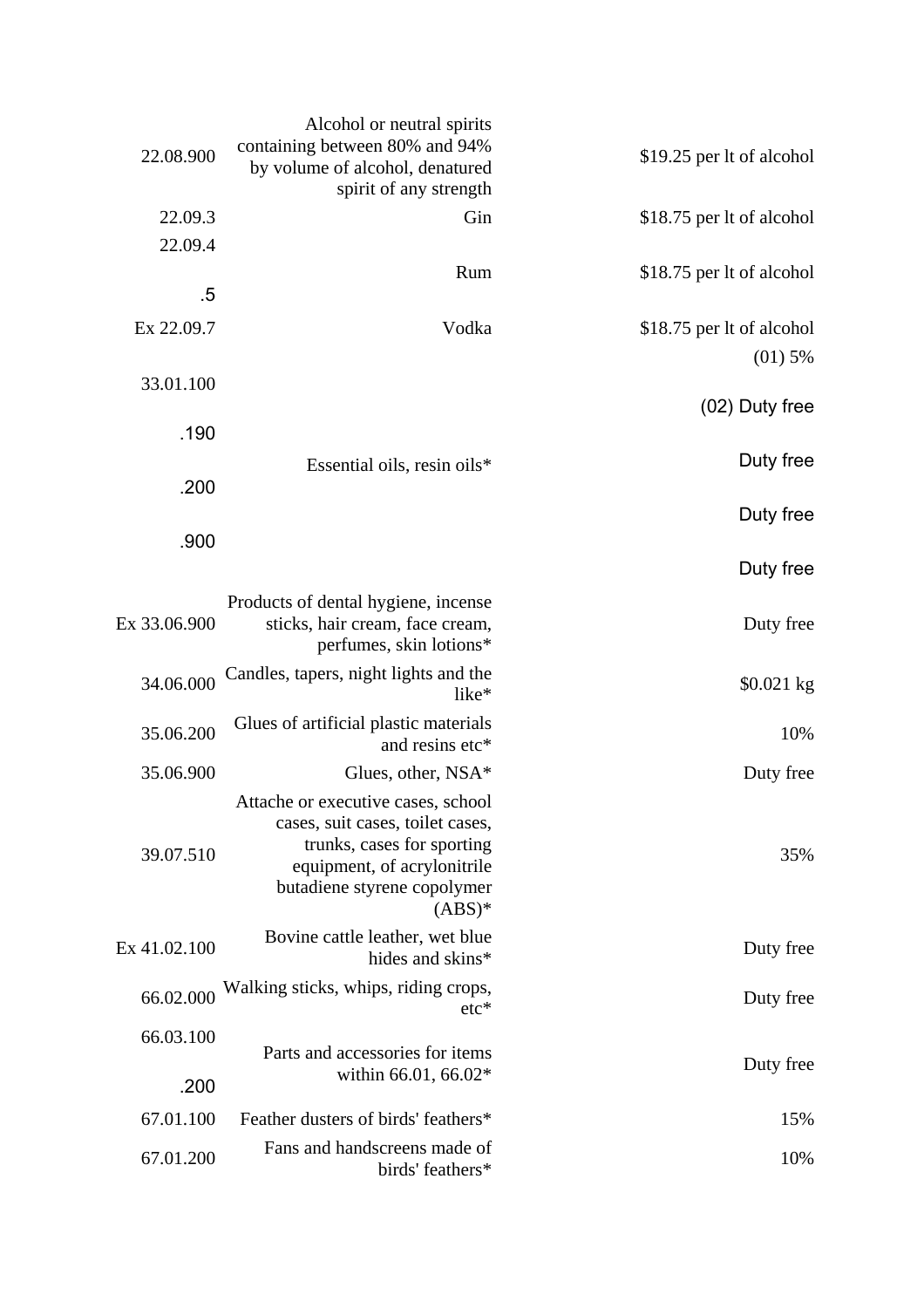| | | |
|---|---|---|
| 22.08.900 | Alcohol or neutral spirits containing between 80% and 94% by volume of alcohol, denatured spirit of any strength | $19.25 per lt of alcohol |
| 22.09.3 | Gin | $18.75 per lt of alcohol |
| 22.09.4<br>.5 | Rum | $18.75 per lt of alcohol |
| Ex 22.09.7 | Vodka | $18.75 per lt of alcohol |
| 33.01.100<br>.190<br>.200<br>.900 | Essential oils, resin oils* | (01) 5%<br>(02) Duty free<br>Duty free<br>Duty free<br>Duty free |
| Ex 33.06.900 | Products of dental hygiene, incense sticks, hair cream, face cream, perfumes, skin lotions* | Duty free |
| 34.06.000 | Candles, tapers, night lights and the like* | $0.021 kg |
| 35.06.200 | Glues of artificial plastic materials and resins etc* | 10% |
| 35.06.900 | Glues, other, NSA* | Duty free |
| 39.07.510 | Attache or executive cases, school cases, suit cases, toilet cases, trunks, cases for sporting equipment, of acrylonitrile butadiene styrene copolymer (ABS)* | 35% |
| Ex 41.02.100 | Bovine cattle leather, wet blue hides and skins* | Duty free |
| 66.02.000 | Walking sticks, whips, riding crops, etc* | Duty free |
| 66.03.100<br>.200 | Parts and accessories for items within 66.01, 66.02* | Duty free |
| 67.01.100 | Feather dusters of birds' feathers* | 15% |
| 67.01.200 | Fans and handscreens made of birds' feathers* | 10% |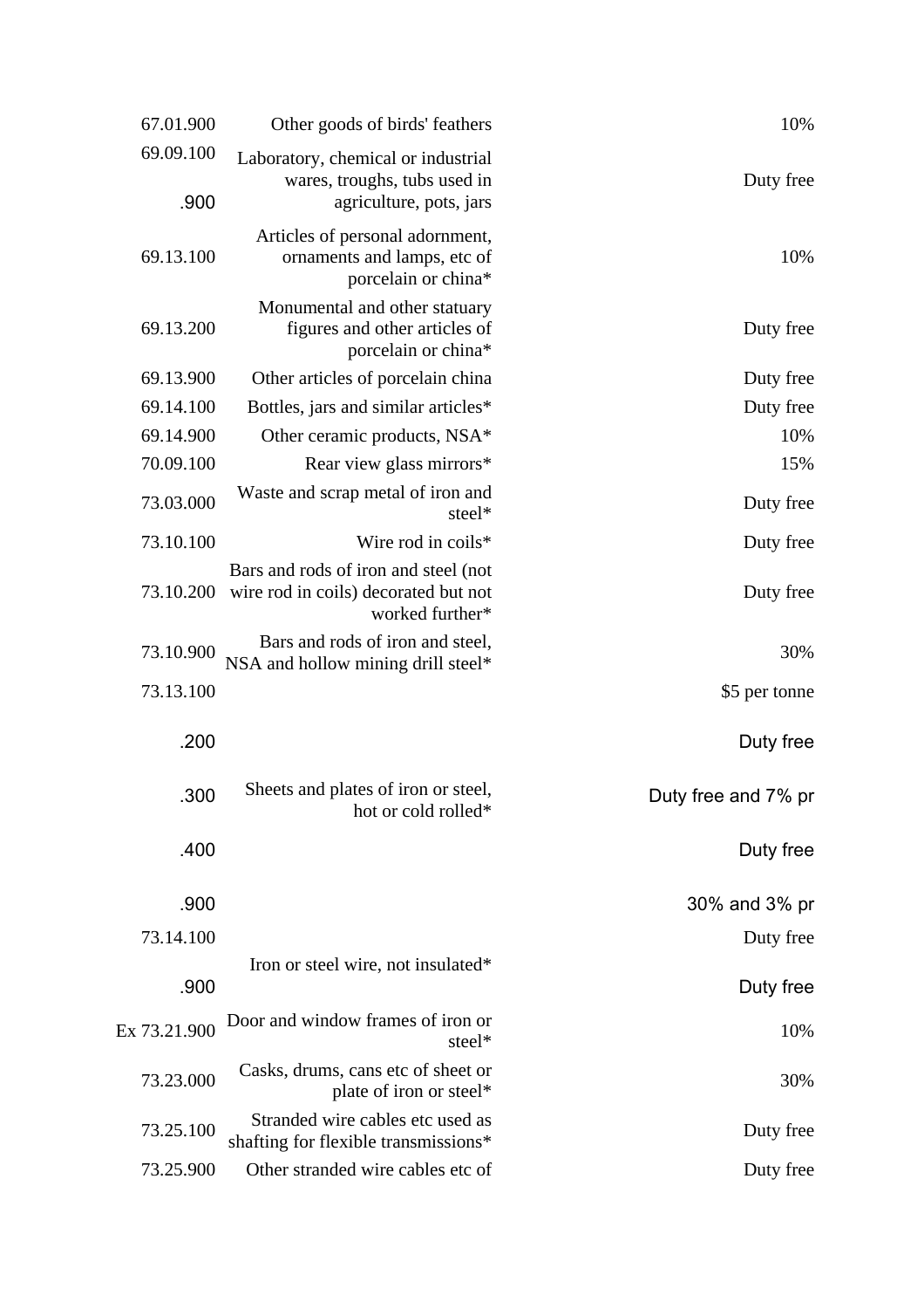| | | |
|---|---|---|
| 67.01.900 | Other goods of birds' feathers | 10% |
| 69.09.100<br>.900 | Laboratory, chemical or industrial wares, troughs, tubs used in agriculture, pots, jars | Duty free |
| 69.13.100 | Articles of personal adornment, ornaments and lamps, etc of porcelain or china* | 10% |
| 69.13.200 | Monumental and other statuary figures and other articles of porcelain or china* | Duty free |
| 69.13.900 | Other articles of porcelain china | Duty free |
| 69.14.100 | Bottles, jars and similar articles* | Duty free |
| 69.14.900 | Other ceramic products, NSA* | 10% |
| 70.09.100 | Rear view glass mirrors* | 15% |
| 73.03.000 | Waste and scrap metal of iron and steel* | Duty free |
| 73.10.100 | Wire rod in coils* | Duty free |
| 73.10.200 | Bars and rods of iron and steel (not wire rod in coils) decorated but not worked further* | Duty free |
| 73.10.900 | Bars and rods of iron and steel, NSA and hollow mining drill steel* | 30% |
| 73.13.100 | | $5 per tonne |
| .200 | | Duty free |
| .300 | Sheets and plates of iron or steel, hot or cold rolled* | Duty free and 7% pr |
| .400 | | Duty free |
| .900 | | 30% and 3% pr |
| 73.14.100 | Iron or steel wire, not insulated* | Duty free |
| .900 | | Duty free |
| Ex 73.21.900 | Door and window frames of iron or steel* | 10% |
| 73.23.000 | Casks, drums, cans etc of sheet or plate of iron or steel* | 30% |
| 73.25.100 | Stranded wire cables etc used as shafting for flexible transmissions* | Duty free |
| 73.25.900 | Other stranded wire cables etc of | Duty free |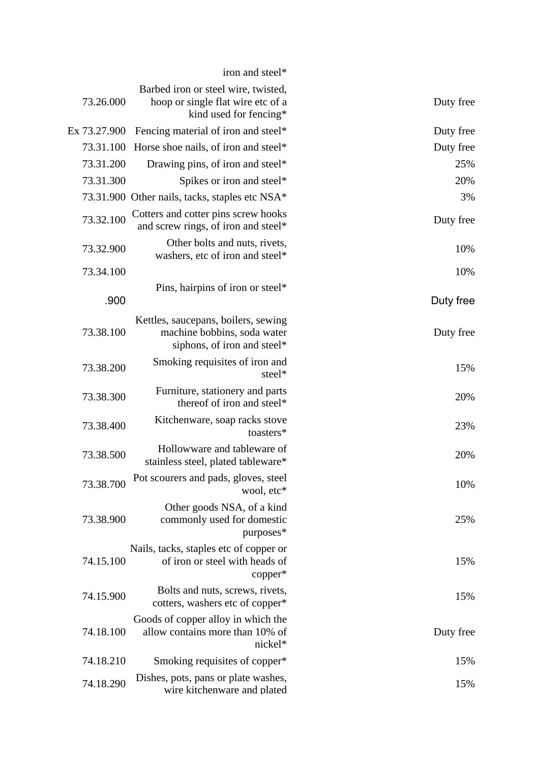| | | |
|---|---|---|
| | iron and steel* | |
| 73.26.000 | Barbed iron or steel wire, twisted, hoop or single flat wire etc of a kind used for fencing* | Duty free |
| Ex 73.27.900 | Fencing material of iron and steel* | Duty free |
| 73.31.100 | Horse shoe nails, of iron and steel* | Duty free |
| 73.31.200 | Drawing pins, of iron and steel* | 25% |
| 73.31.300 | Spikes or iron and steel* | 20% |
| 73.31.900 | Other nails, tacks, staples etc NSA* | 3% |
| 73.32.100 | Cotters and cotter pins screw hooks and screw rings, of iron and steel* | Duty free |
| 73.32.900 | Other bolts and nuts, rivets, washers, etc of iron and steel* | 10% |
| 73.34.100 | | 10% |
| | Pins, hairpins of iron or steel* | |
| .900 | | Duty free |
| 73.38.100 | Kettles, saucepans, boilers, sewing machine bobbins, soda water siphons, of iron and steel* | Duty free |
| 73.38.200 | Smoking requisites of iron and steel* | 15% |
| 73.38.300 | Furniture, stationery and parts thereof of iron and steel* | 20% |
| 73.38.400 | Kitchenware, soap racks stove toasters* | 23% |
| 73.38.500 | Hollowware and tableware of stainless steel, plated tableware* | 20% |
| 73.38.700 | Pot scourers and pads, gloves, steel wool, etc* | 10% |
| 73.38.900 | Other goods NSA, of a kind commonly used for domestic purposes* | 25% |
| 74.15.100 | Nails, tacks, staples etc of copper or of iron or steel with heads of copper* | 15% |
| 74.15.900 | Bolts and nuts, screws, rivets, cotters, washers etc of copper* | 15% |
| 74.18.100 | Goods of copper alloy in which the allow contains more than 10% of nickel* | Duty free |
| 74.18.210 | Smoking requisites of copper* | 15% |
| 74.18.290 | Dishes, pots, pans or plate washes, wire kitchenware and plated | 15% |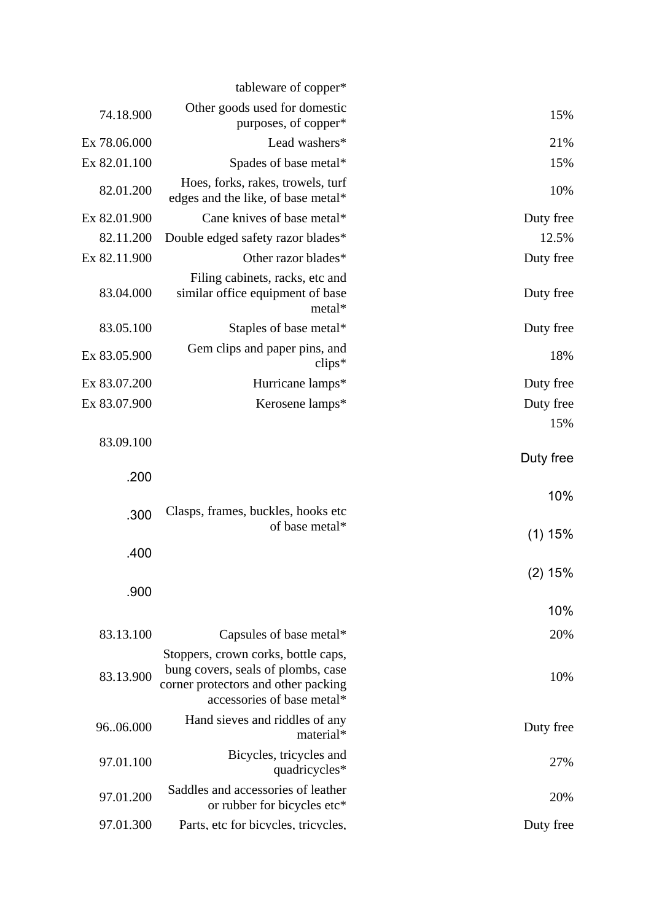| | | |
|---|---|---|
| | tableware of copper* | |
| 74.18.900 | Other goods used for domestic purposes, of copper* | 15% |
| Ex 78.06.000 | Lead washers* | 21% |
| Ex 82.01.100 | Spades of base metal* | 15% |
| 82.01.200 | Hoes, forks, rakes, trowels, turf edges and the like, of base metal* | 10% |
| Ex 82.01.900 | Cane knives of base metal* | Duty free |
| 82.11.200 | Double edged safety razor blades* | 12.5% |
| Ex 82.11.900 | Other razor blades* | Duty free |
| 83.04.000 | Filing cabinets, racks, etc and similar office equipment of base metal* | Duty free |
| 83.05.100 | Staples of base metal* | Duty free |
| Ex 83.05.900 | Gem clips and paper pins, and clips* | 18% |
| Ex 83.07.200 | Hurricane lamps* | Duty free |
| Ex 83.07.900 | Kerosene lamps* | Duty free |
| | | 15% |
| 83.09.100 | | Duty free |
| .200 | | 10% |
| .300 | Clasps, frames, buckles, hooks etc of base metal* | (1) 15% |
| .400 | | (2) 15% |
| .900 | | 10% |
| 83.13.100 | Capsules of base metal* | 20% |
| 83.13.900 | Stoppers, crown corks, bottle caps, bung covers, seals of plombs, case corner protectors and other packing accessories of base metal* | 10% |
| 96..06.000 | Hand sieves and riddles of any material* | Duty free |
| 97.01.100 | Bicycles, tricycles and quadricycles* | 27% |
| 97.01.200 | Saddles and accessories of leather or rubber for bicycles etc* | 20% |
| 97.01.300 | Parts, etc for bicycles, tricycles, | Duty free |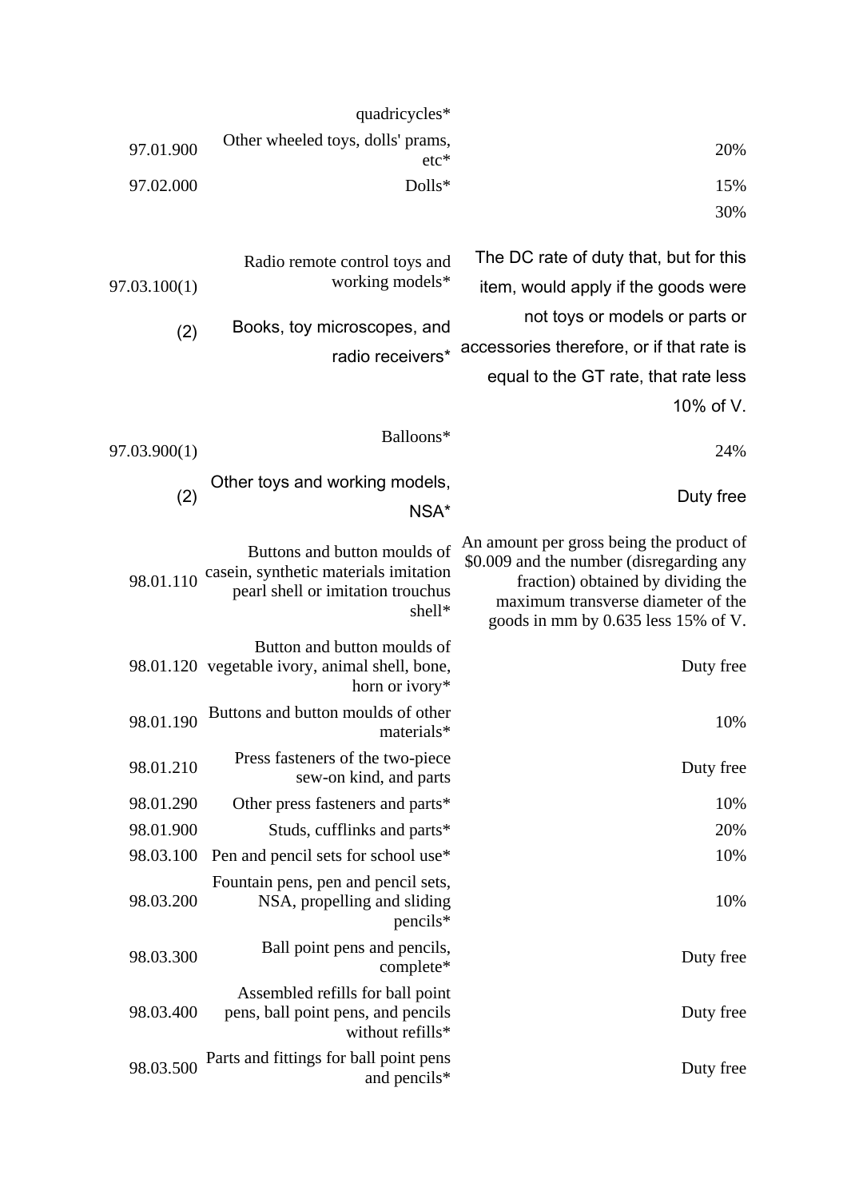| | | |
|---|---|---|
| | quadricycles* | |
| 97.01.900 | Other wheeled toys, dolls' prams, etc* | 20% |
| 97.02.000 | Dolls* | 15% |
| | | 30% |
| 97.03.100(1) | Radio remote control toys and working models* | The DC rate of duty that, but for this item, would apply if the goods were not toys or models or parts or accessories therefore, or if that rate is equal to the GT rate, that rate less 10% of V. |
| (2) | Books, toy microscopes, and radio receivers* | |
| 97.03.900(1) | Balloons* | 24% |
| (2) | Other toys and working models, NSA* | Duty free |
| 98.01.110 | Buttons and button moulds of casein, synthetic materials imitation pearl shell or imitation trouchus shell* | An amount per gross being the product of $0.009 and the number (disregarding any fraction) obtained by dividing the maximum transverse diameter of the goods in mm by 0.635 less 15% of V. |
| 98.01.120 | Button and button moulds of vegetable ivory, animal shell, bone, horn or ivory* | Duty free |
| 98.01.190 | Buttons and button moulds of other materials* | 10% |
| 98.01.210 | Press fasteners of the two-piece sew-on kind, and parts | Duty free |
| 98.01.290 | Other press fasteners and parts* | 10% |
| 98.01.900 | Studs, cufflinks and parts* | 20% |
| 98.03.100 | Pen and pencil sets for school use* | 10% |
| 98.03.200 | Fountain pens, pen and pencil sets, NSA, propelling and sliding pencils* | 10% |
| 98.03.300 | Ball point pens and pencils, complete* | Duty free |
| 98.03.400 | Assembled refills for ball point pens, ball point pens, and pencils without refills* | Duty free |
| 98.03.500 | Parts and fittings for ball point pens and pencils* | Duty free |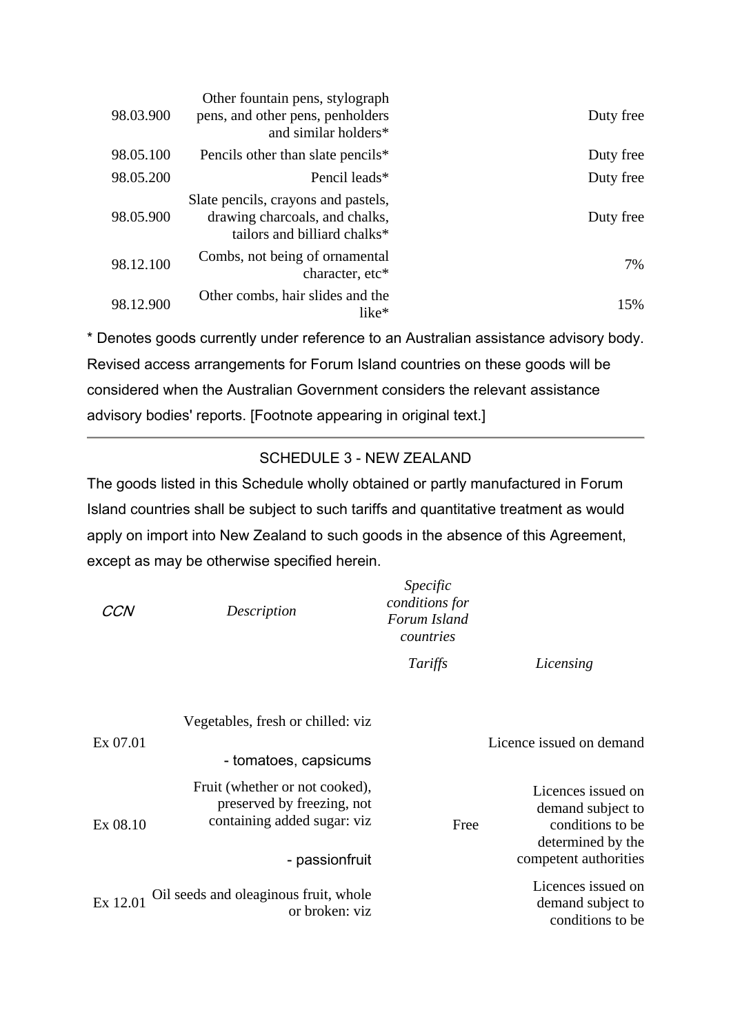| | | |
|---|---|---|
| 98.03.900 | Other fountain pens, stylograph pens, and other pens, penholders and similar holders* | Duty free |
| 98.05.100 | Pencils other than slate pencils* | Duty free |
| 98.05.200 | Pencil leads* | Duty free |
| 98.05.900 | Slate pencils, crayons and pastels, drawing charcoals, and chalks, tailors and billiard chalks* | Duty free |
| 98.12.100 | Combs, not being of ornamental character, etc* | 7% |
| 98.12.900 | Other combs, hair slides and the like* | 15% |

* Denotes goods currently under reference to an Australian assistance advisory body. Revised access arrangements for Forum Island countries on these goods will be considered when the Australian Government considers the relevant assistance advisory bodies' reports. [Footnote appearing in original text.]

---

## SCHEDULE 3 - NEW ZEALAND

The goods listed in this Schedule wholly obtained or partly manufactured in Forum Island countries shall be subject to such tariffs and quantitative treatment as would apply on import into New Zealand to such goods in the absence of this Agreement, except as may be otherwise specified herein.

| *CCN* | *Description* | *Specific conditions for Forum Island countries* | |
|---|---|---|---|
| | | *Tariffs* | *Licensing* |
| Ex 07.01 | Vegetables, fresh or chilled: viz<br>- tomatoes, capsicums | | Licence issued on demand |
| Ex 08.10 | Fruit (whether or not cooked), preserved by freezing, not containing added sugar: viz<br>- passionfruit | Free | Licences issued on demand subject to conditions to be determined by the competent authorities |
| Ex 12.01 | Oil seeds and oleaginous fruit, whole or broken: viz | | Licences issued on demand subject to conditions to be |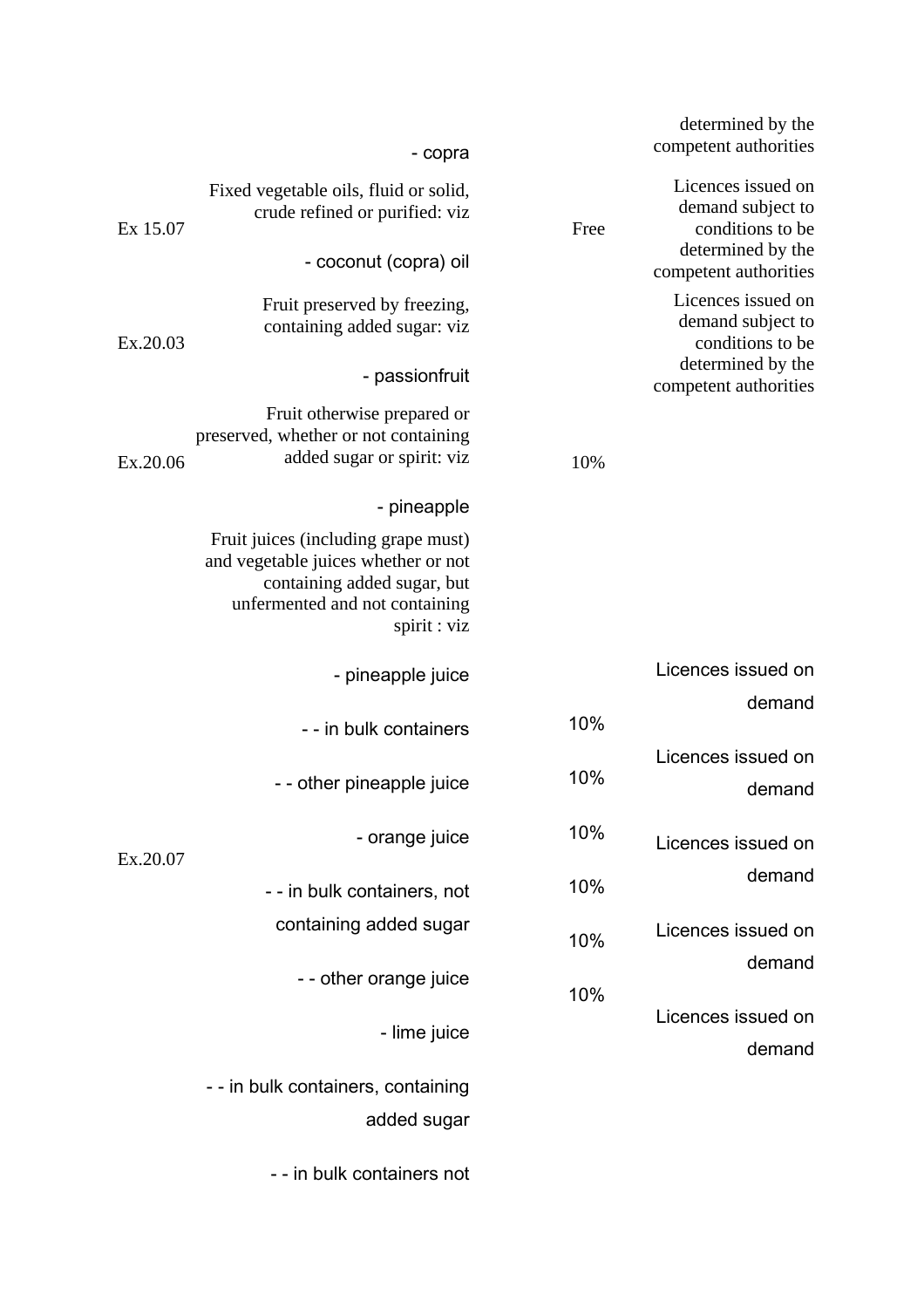| | | | |
|---|---|---|---|
| | - copra | | determined by the competent authorities |
| Ex 15.07 | Fixed vegetable oils, fluid or solid, crude refined or purified: viz<br>- coconut (copra) oil | Free | Licences issued on demand subject to conditions to be determined by the competent authorities |
| Ex.20.03 | Fruit preserved by freezing, containing added sugar: viz<br>- passionfruit | | Licences issued on demand subject to conditions to be determined by the competent authorities |
| Ex.20.06 | Fruit otherwise prepared or preserved, whether or not containing added sugar or spirit: viz<br>- pineapple | 10% | |
| Ex.20.07 | Fruit juices (including grape must) and vegetable juices whether or not containing added sugar, but unfermented and not containing spirit : viz | | |
| | - pineapple juice | | Licences issued on demand |
| | - - in bulk containers | 10% | |
| | | | Licences issued on demand |
| | - - other pineapple juice | 10% | |
| | - orange juice | 10% | Licences issued on demand |
| | - - in bulk containers, not containing added sugar | 10% | |
| | | 10% | Licences issued on demand |
| | - - other orange juice | | |
| | | 10% | |
| | - lime juice | | Licences issued on demand |
| | - - in bulk containers, containing added sugar | | |
| | - - in bulk containers not | | |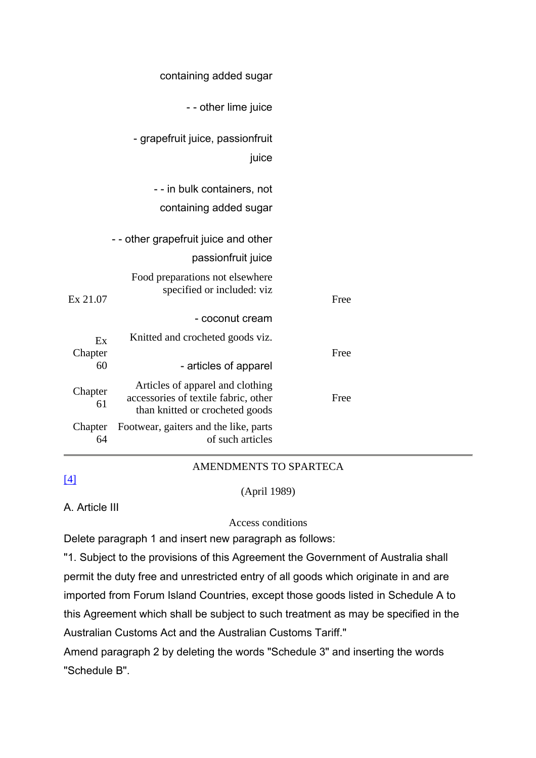| | | |
|---|---|---|
| | containing added sugar | |
| | - - other lime juice | |
| | - grapefruit juice, passionfruit juice | |
| | - - in bulk containers, not containing added sugar | |
| | - - other grapefruit juice and other passionfruit juice | |
| Ex 21.07 | Food preparations not elsewhere specified or included: viz | Free |
| | - coconut cream | |
| Ex Chapter 60 | Knitted and crocheted goods viz. - articles of apparel | Free |
| Chapter 61 | Articles of apparel and clothing accessories of textile fabric, other than knitted or crocheted goods | Free |
| Chapter 64 | Footwear, gaiters and the like, parts of such articles | |

AMENDMENTS TO SPARTECA

[4]

(April 1989)

A. Article III

Access conditions

Delete paragraph 1 and insert new paragraph as follows:

"1. Subject to the provisions of this Agreement the Government of Australia shall permit the duty free and unrestricted entry of all goods which originate in and are imported from Forum Island Countries, except those goods listed in Schedule A to this Agreement which shall be subject to such treatment as may be specified in the Australian Customs Act and the Australian Customs Tariff."

Amend paragraph 2 by deleting the words "Schedule 3" and inserting the words "Schedule B".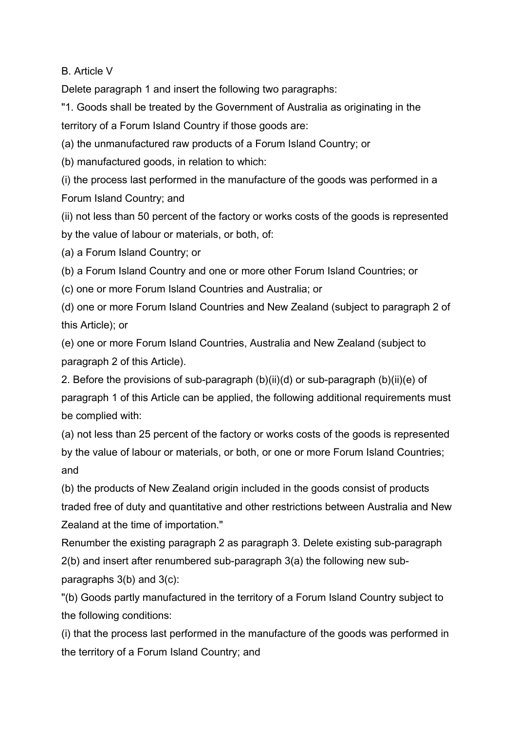B. Article V

Delete paragraph 1 and insert the following two paragraphs:

"1. Goods shall be treated by the Government of Australia as originating in the territory of a Forum Island Country if those goods are:

(a) the unmanufactured raw products of a Forum Island Country; or

(b) manufactured goods, in relation to which:

(i) the process last performed in the manufacture of the goods was performed in a Forum Island Country; and

(ii) not less than 50 percent of the factory or works costs of the goods is represented by the value of labour or materials, or both, of:

(a) a Forum Island Country; or

(b) a Forum Island Country and one or more other Forum Island Countries; or

(c) one or more Forum Island Countries and Australia; or

(d) one or more Forum Island Countries and New Zealand (subject to paragraph 2 of this Article); or

(e) one or more Forum Island Countries, Australia and New Zealand (subject to paragraph 2 of this Article).

2. Before the provisions of sub-paragraph (b)(ii)(d) or sub-paragraph (b)(ii)(e) of paragraph 1 of this Article can be applied, the following additional requirements must be complied with:

(a) not less than 25 percent of the factory or works costs of the goods is represented by the value of labour or materials, or both, or one or more Forum Island Countries; and

(b) the products of New Zealand origin included in the goods consist of products traded free of duty and quantitative and other restrictions between Australia and New Zealand at the time of importation."

Renumber the existing paragraph 2 as paragraph 3. Delete existing sub-paragraph 2(b) and insert after renumbered sub-paragraph 3(a) the following new sub-paragraphs 3(b) and 3(c):

"(b) Goods partly manufactured in the territory of a Forum Island Country subject to the following conditions:

(i) that the process last performed in the manufacture of the goods was performed in the territory of a Forum Island Country; and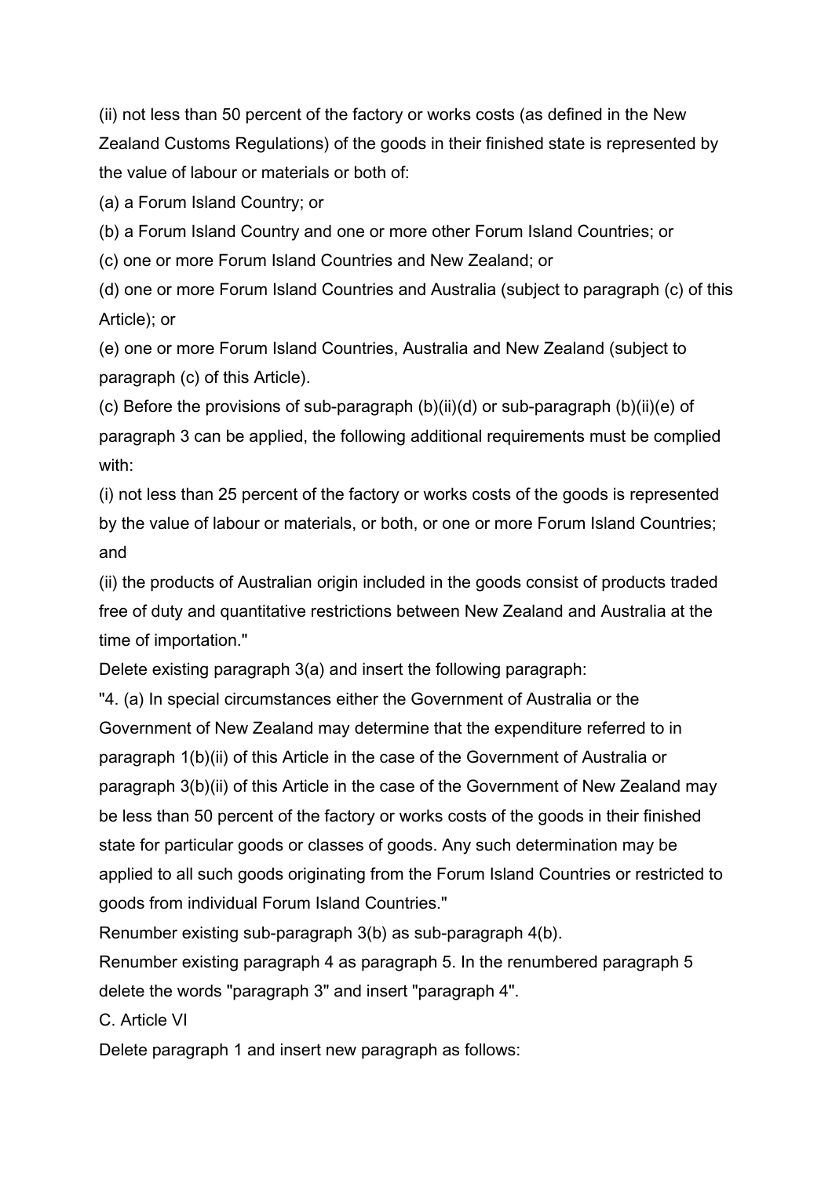(ii) not less than 50 percent of the factory or works costs (as defined in the New Zealand Customs Regulations) of the goods in their finished state is represented by the value of labour or materials or both of:

(a) a Forum Island Country; or

(b) a Forum Island Country and one or more other Forum Island Countries; or

(c) one or more Forum Island Countries and New Zealand; or

(d) one or more Forum Island Countries and Australia (subject to paragraph (c) of this Article); or

(e) one or more Forum Island Countries, Australia and New Zealand (subject to paragraph (c) of this Article).

(c) Before the provisions of sub-paragraph (b)(ii)(d) or sub-paragraph (b)(ii)(e) of paragraph 3 can be applied, the following additional requirements must be complied with:

(i) not less than 25 percent of the factory or works costs of the goods is represented by the value of labour or materials, or both, or one or more Forum Island Countries; and

(ii) the products of Australian origin included in the goods consist of products traded free of duty and quantitative restrictions between New Zealand and Australia at the time of importation."

Delete existing paragraph 3(a) and insert the following paragraph:

"4. (a) In special circumstances either the Government of Australia or the Government of New Zealand may determine that the expenditure referred to in paragraph 1(b)(ii) of this Article in the case of the Government of Australia or paragraph 3(b)(ii) of this Article in the case of the Government of New Zealand may be less than 50 percent of the factory or works costs of the goods in their finished state for particular goods or classes of goods. Any such determination may be applied to all such goods originating from the Forum Island Countries or restricted to goods from individual Forum Island Countries."

Renumber existing sub-paragraph 3(b) as sub-paragraph 4(b).

Renumber existing paragraph 4 as paragraph 5. In the renumbered paragraph 5 delete the words "paragraph 3" and insert "paragraph 4".

C. Article VI

Delete paragraph 1 and insert new paragraph as follows: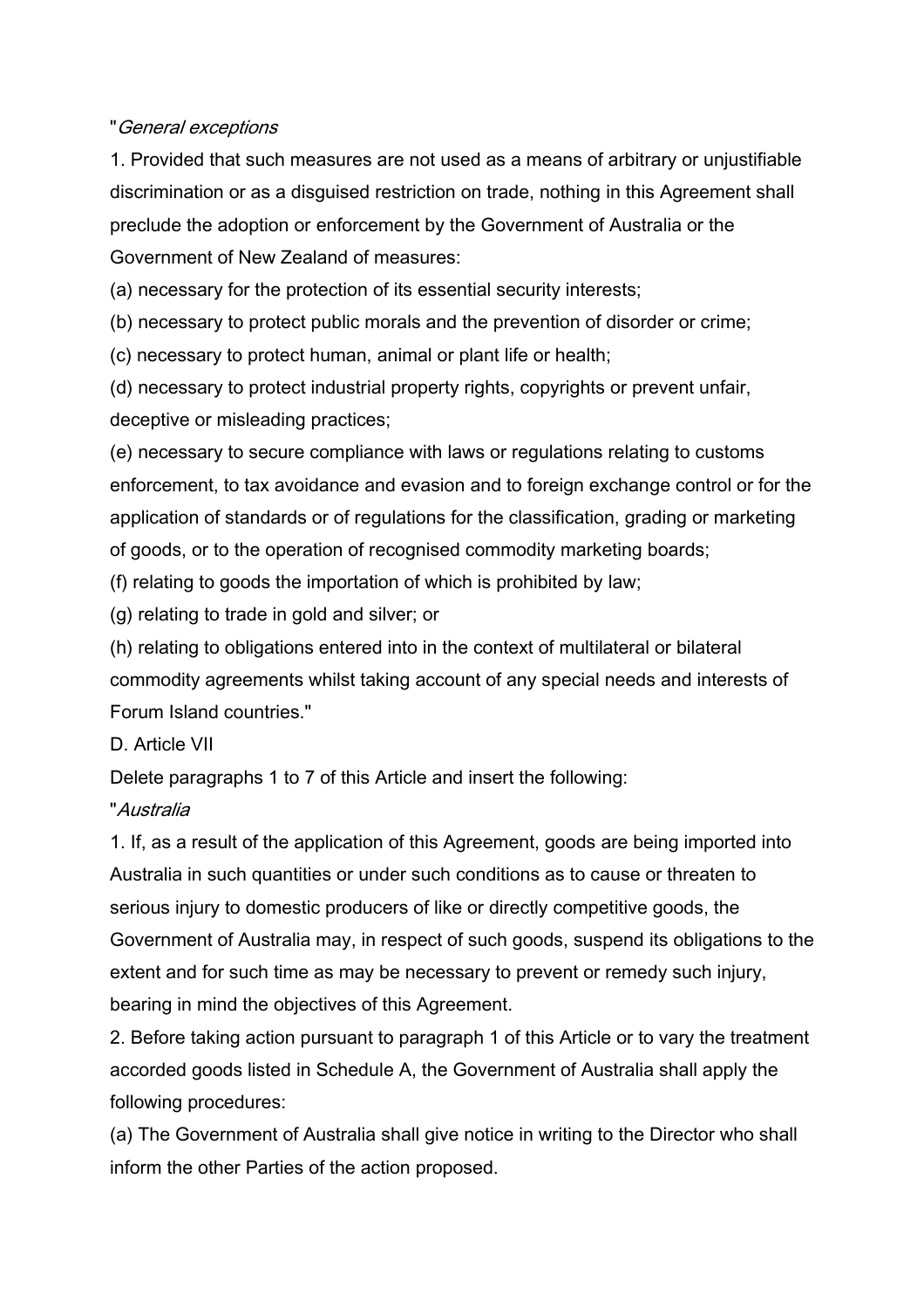"*General exceptions*

1. Provided that such measures are not used as a means of arbitrary or unjustifiable discrimination or as a disguised restriction on trade, nothing in this Agreement shall preclude the adoption or enforcement by the Government of Australia or the Government of New Zealand of measures:

(a) necessary for the protection of its essential security interests;

(b) necessary to protect public morals and the prevention of disorder or crime;

(c) necessary to protect human, animal or plant life or health;

(d) necessary to protect industrial property rights, copyrights or prevent unfair, deceptive or misleading practices;

(e) necessary to secure compliance with laws or regulations relating to customs enforcement, to tax avoidance and evasion and to foreign exchange control or for the application of standards or of regulations for the classification, grading or marketing of goods, or to the operation of recognised commodity marketing boards;

(f) relating to goods the importation of which is prohibited by law;

(g) relating to trade in gold and silver; or

(h) relating to obligations entered into in the context of multilateral or bilateral commodity agreements whilst taking account of any special needs and interests of Forum Island countries."

D. Article VII

Delete paragraphs 1 to 7 of this Article and insert the following:

"*Australia*

1. If, as a result of the application of this Agreement, goods are being imported into Australia in such quantities or under such conditions as to cause or threaten to serious injury to domestic producers of like or directly competitive goods, the Government of Australia may, in respect of such goods, suspend its obligations to the extent and for such time as may be necessary to prevent or remedy such injury, bearing in mind the objectives of this Agreement.

2. Before taking action pursuant to paragraph 1 of this Article or to vary the treatment accorded goods listed in Schedule A, the Government of Australia shall apply the following procedures:

(a) The Government of Australia shall give notice in writing to the Director who shall inform the other Parties of the action proposed.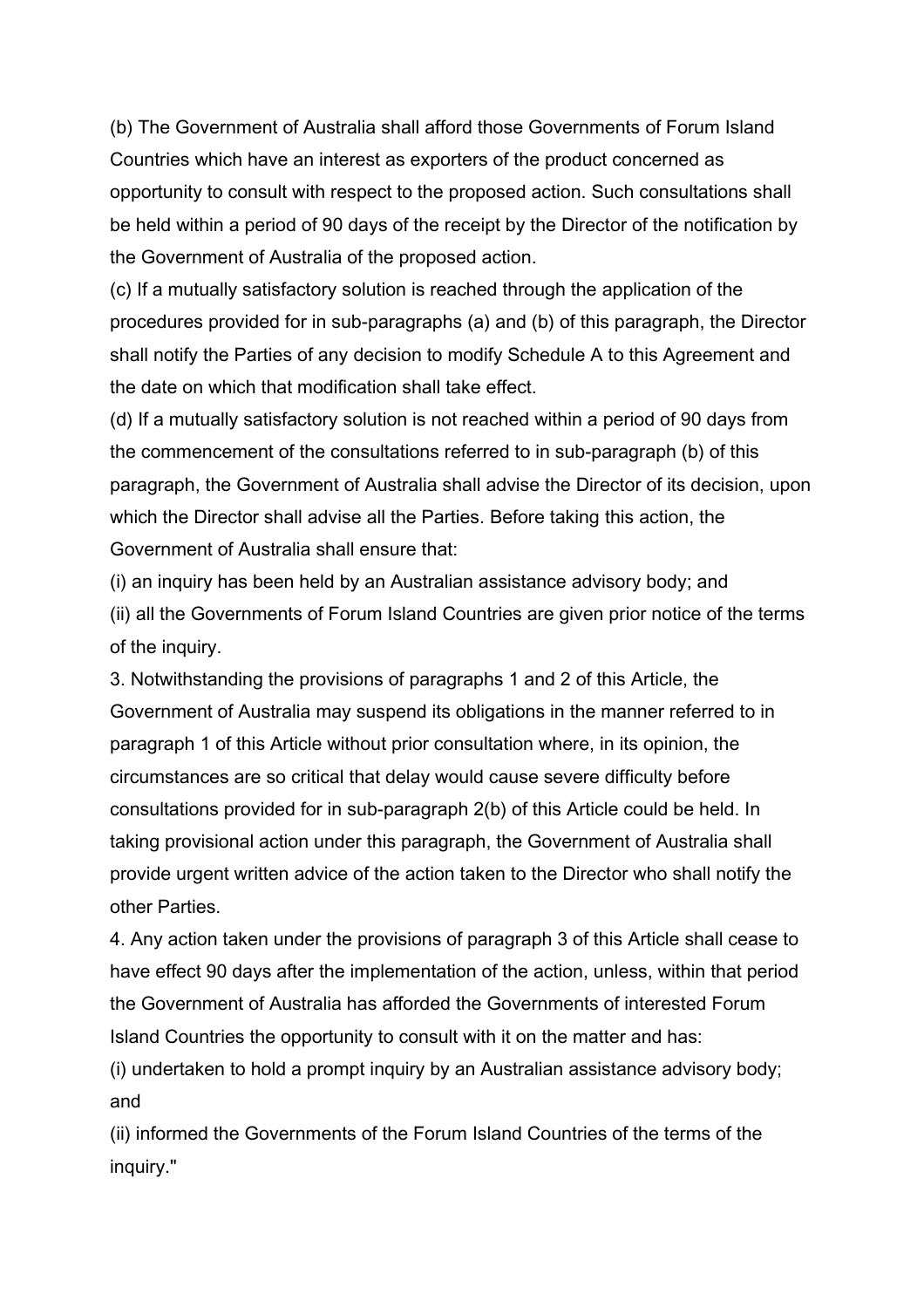(b) The Government of Australia shall afford those Governments of Forum Island Countries which have an interest as exporters of the product concerned as opportunity to consult with respect to the proposed action. Such consultations shall be held within a period of 90 days of the receipt by the Director of the notification by the Government of Australia of the proposed action.

(c) If a mutually satisfactory solution is reached through the application of the procedures provided for in sub-paragraphs (a) and (b) of this paragraph, the Director shall notify the Parties of any decision to modify Schedule A to this Agreement and the date on which that modification shall take effect.

(d) If a mutually satisfactory solution is not reached within a period of 90 days from the commencement of the consultations referred to in sub-paragraph (b) of this paragraph, the Government of Australia shall advise the Director of its decision, upon which the Director shall advise all the Parties. Before taking this action, the Government of Australia shall ensure that:

(i) an inquiry has been held by an Australian assistance advisory body; and

(ii) all the Governments of Forum Island Countries are given prior notice of the terms of the inquiry.

3. Notwithstanding the provisions of paragraphs 1 and 2 of this Article, the Government of Australia may suspend its obligations in the manner referred to in paragraph 1 of this Article without prior consultation where, in its opinion, the circumstances are so critical that delay would cause severe difficulty before consultations provided for in sub-paragraph 2(b) of this Article could be held. In taking provisional action under this paragraph, the Government of Australia shall provide urgent written advice of the action taken to the Director who shall notify the other Parties.

4. Any action taken under the provisions of paragraph 3 of this Article shall cease to have effect 90 days after the implementation of the action, unless, within that period the Government of Australia has afforded the Governments of interested Forum Island Countries the opportunity to consult with it on the matter and has:

(i) undertaken to hold a prompt inquiry by an Australian assistance advisory body; and

(ii) informed the Governments of the Forum Island Countries of the terms of the inquiry."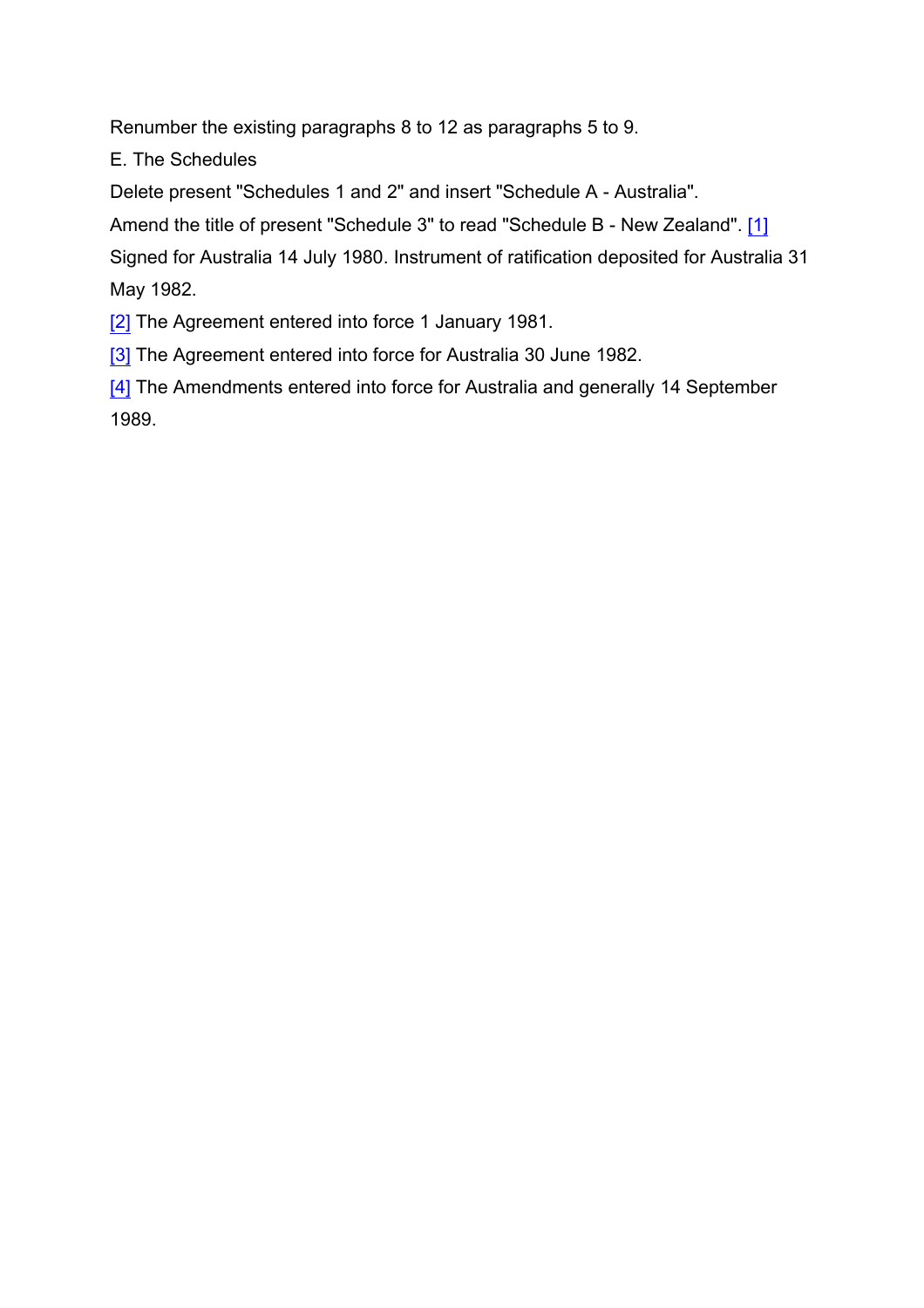Renumber the existing paragraphs 8 to 12 as paragraphs 5 to 9.

E. The Schedules

Delete present "Schedules 1 and 2" and insert "Schedule A - Australia".

Amend the title of present "Schedule 3" to read "Schedule B - New Zealand". [1]

Signed for Australia 14 July 1980. Instrument of ratification deposited for Australia 31 May 1982.

[2] The Agreement entered into force 1 January 1981.

[3] The Agreement entered into force for Australia 30 June 1982.

[4] The Amendments entered into force for Australia and generally 14 September 1989.